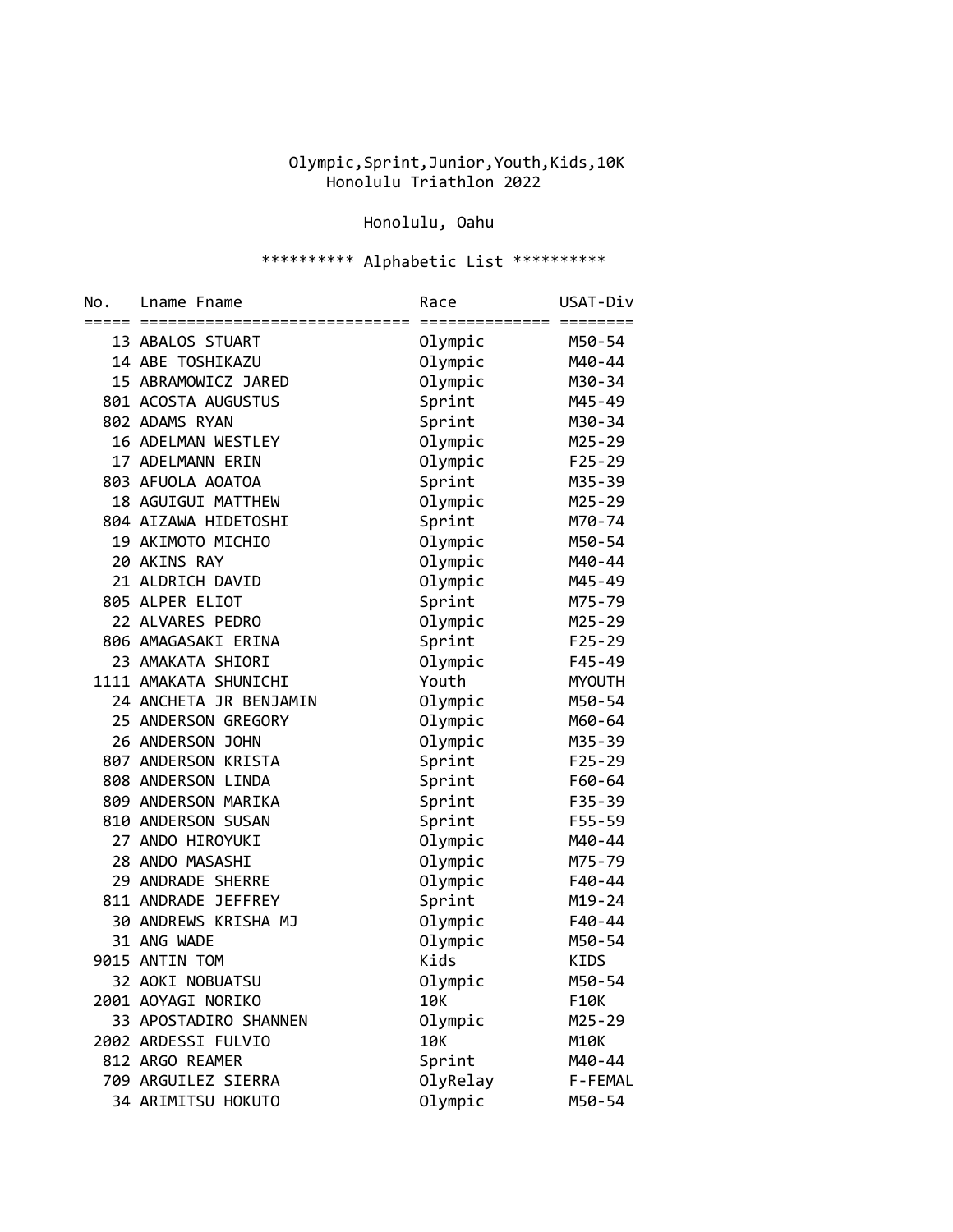# Olympic,Sprint,Junior,Youth,Kids,10K
## Honolulu Triathlon 2022

Honolulu, Oahu

********** Alphabetic List **********

| No. | Lname Fname | Race | USAT-Div |
|---|---|---|---|
| 13 | ABALOS STUART | Olympic | M50-54 |
| 14 | ABE TOSHIKAZU | Olympic | M40-44 |
| 15 | ABRAMOWICZ JARED | Olympic | M30-34 |
| 801 | ACOSTA AUGUSTUS | Sprint | M45-49 |
| 802 | ADAMS RYAN | Sprint | M30-34 |
| 16 | ADELMAN WESTLEY | Olympic | M25-29 |
| 17 | ADELMANN ERIN | Olympic | F25-29 |
| 803 | AFUOLA AOATOA | Sprint | M35-39 |
| 18 | AGUIGUI MATTHEW | Olympic | M25-29 |
| 804 | AIZAWA HIDETOSHI | Sprint | M70-74 |
| 19 | AKIMOTO MICHIO | Olympic | M50-54 |
| 20 | AKINS RAY | Olympic | M40-44 |
| 21 | ALDRICH DAVID | Olympic | M45-49 |
| 805 | ALPER ELIOT | Sprint | M75-79 |
| 22 | ALVARES PEDRO | Olympic | M25-29 |
| 806 | AMAGASAKI ERINA | Sprint | F25-29 |
| 23 | AMAKATA SHIORI | Olympic | F45-49 |
| 1111 | AMAKATA SHUNICHI | Youth | MYOUTH |
| 24 | ANCHETA JR BENJAMIN | Olympic | M50-54 |
| 25 | ANDERSON GREGORY | Olympic | M60-64 |
| 26 | ANDERSON JOHN | Olympic | M35-39 |
| 807 | ANDERSON KRISTA | Sprint | F25-29 |
| 808 | ANDERSON LINDA | Sprint | F60-64 |
| 809 | ANDERSON MARIKA | Sprint | F35-39 |
| 810 | ANDERSON SUSAN | Sprint | F55-59 |
| 27 | ANDO HIROYUKI | Olympic | M40-44 |
| 28 | ANDO MASASHI | Olympic | M75-79 |
| 29 | ANDRADE SHERRE | Olympic | F40-44 |
| 811 | ANDRADE JEFFREY | Sprint | M19-24 |
| 30 | ANDREWS KRISHA MJ | Olympic | F40-44 |
| 31 | ANG WADE | Olympic | M50-54 |
| 9015 | ANTIN TOM | Kids | KIDS |
| 32 | AOKI NOBUATSU | Olympic | M50-54 |
| 2001 | AOYAGI NORIKO | 10K | F10K |
| 33 | APOSTADIRO SHANNEN | Olympic | M25-29 |
| 2002 | ARDESSI FULVIO | 10K | M10K |
| 812 | ARGO REAMER | Sprint | M40-44 |
| 709 | ARGUILEZ SIERRA | OlyRelay | F-FEMAL |
| 34 | ARIMITSU HOKUTO | Olympic | M50-54 |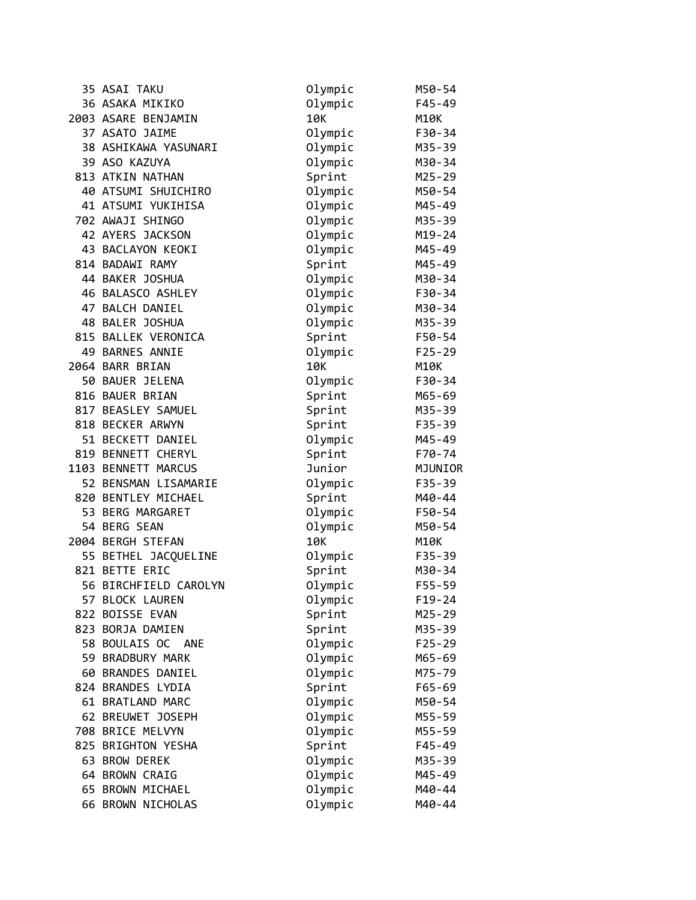| | | | |
|---|---|---|---|
| 35 | ASAI TAKU | Olympic | M50-54 |
| 36 | ASAKA MIKIKO | Olympic | F45-49 |
| 2003 | ASARE BENJAMIN | 10K | M10K |
| 37 | ASATO JAIME | Olympic | F30-34 |
| 38 | ASHIKAWA YASUNARI | Olympic | M35-39 |
| 39 | ASO KAZUYA | Olympic | M30-34 |
| 813 | ATKIN NATHAN | Sprint | M25-29 |
| 40 | ATSUMI SHUICHIRO | Olympic | M50-54 |
| 41 | ATSUMI YUKIHISA | Olympic | M45-49 |
| 702 | AWAJI SHINGO | Olympic | M35-39 |
| 42 | AYERS JACKSON | Olympic | M19-24 |
| 43 | BACLAYON KEOKI | Olympic | M45-49 |
| 814 | BADAWI RAMY | Sprint | M45-49 |
| 44 | BAKER JOSHUA | Olympic | M30-34 |
| 46 | BALASCO ASHLEY | Olympic | F30-34 |
| 47 | BALCH DANIEL | Olympic | M30-34 |
| 48 | BALER JOSHUA | Olympic | M35-39 |
| 815 | BALLEK VERONICA | Sprint | F50-54 |
| 49 | BARNES ANNIE | Olympic | F25-29 |
| 2064 | BARR BRIAN | 10K | M10K |
| 50 | BAUER JELENA | Olympic | F30-34 |
| 816 | BAUER BRIAN | Sprint | M65-69 |
| 817 | BEASLEY SAMUEL | Sprint | M35-39 |
| 818 | BECKER ARWYN | Sprint | F35-39 |
| 51 | BECKETT DANIEL | Olympic | M45-49 |
| 819 | BENNETT CHERYL | Sprint | F70-74 |
| 1103 | BENNETT MARCUS | Junior | MJUNIOR |
| 52 | BENSMAN LISAMARIE | Olympic | F35-39 |
| 820 | BENTLEY MICHAEL | Sprint | M40-44 |
| 53 | BERG MARGARET | Olympic | F50-54 |
| 54 | BERG SEAN | Olympic | M50-54 |
| 2004 | BERGH STEFAN | 10K | M10K |
| 55 | BETHEL JACQUELINE | Olympic | F35-39 |
| 821 | BETTE ERIC | Sprint | M30-34 |
| 56 | BIRCHFIELD CAROLYN | Olympic | F55-59 |
| 57 | BLOCK LAUREN | Olympic | F19-24 |
| 822 | BOISSE EVAN | Sprint | M25-29 |
| 823 | BORJA DAMIEN | Sprint | M35-39 |
| 58 | BOULAIS OC ANE | Olympic | F25-29 |
| 59 | BRADBURY MARK | Olympic | M65-69 |
| 60 | BRANDES DANIEL | Olympic | M75-79 |
| 824 | BRANDES LYDIA | Sprint | F65-69 |
| 61 | BRATLAND MARC | Olympic | M50-54 |
| 62 | BREUWET JOSEPH | Olympic | M55-59 |
| 708 | BRICE MELVYN | Olympic | M55-59 |
| 825 | BRIGHTON YESHA | Sprint | F45-49 |
| 63 | BROW DEREK | Olympic | M35-39 |
| 64 | BROWN CRAIG | Olympic | M45-49 |
| 65 | BROWN MICHAEL | Olympic | M40-44 |
| 66 | BROWN NICHOLAS | Olympic | M40-44 |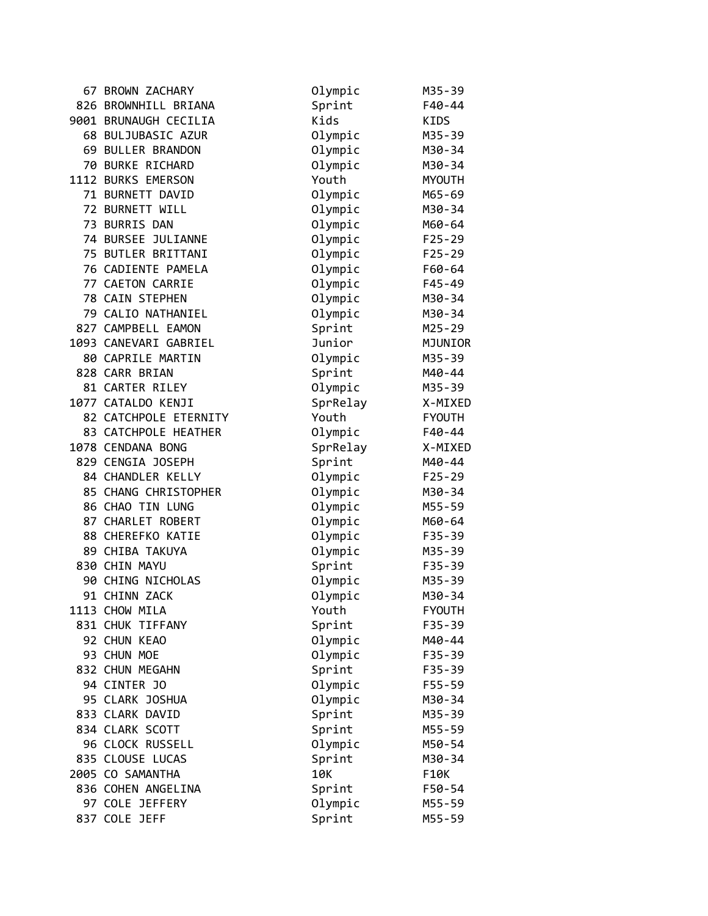| | | | |
|---|---|---|---|
| 67 | BROWN ZACHARY | Olympic | M35-39 |
| 826 | BROWNHILL BRIANA | Sprint | F40-44 |
| 9001 | BRUNAUGH CECILIA | Kids | KIDS |
| 68 | BULJUBASIC AZUR | Olympic | M35-39 |
| 69 | BULLER BRANDON | Olympic | M30-34 |
| 70 | BURKE RICHARD | Olympic | M30-34 |
| 1112 | BURKS EMERSON | Youth | MYOUTH |
| 71 | BURNETT DAVID | Olympic | M65-69 |
| 72 | BURNETT WILL | Olympic | M30-34 |
| 73 | BURRIS DAN | Olympic | M60-64 |
| 74 | BURSEE JULIANNE | Olympic | F25-29 |
| 75 | BUTLER BRITTANI | Olympic | F25-29 |
| 76 | CADIENTE PAMELA | Olympic | F60-64 |
| 77 | CAETON CARRIE | Olympic | F45-49 |
| 78 | CAIN STEPHEN | Olympic | M30-34 |
| 79 | CALIO NATHANIEL | Olympic | M30-34 |
| 827 | CAMPBELL EAMON | Sprint | M25-29 |
| 1093 | CANEVARI GABRIEL | Junior | MJUNIOR |
| 80 | CAPRILE MARTIN | Olympic | M35-39 |
| 828 | CARR BRIAN | Sprint | M40-44 |
| 81 | CARTER RILEY | Olympic | M35-39 |
| 1077 | CATALDO KENJI | SprRelay | X-MIXED |
| 82 | CATCHPOLE ETERNITY | Youth | FYOUTH |
| 83 | CATCHPOLE HEATHER | Olympic | F40-44 |
| 1078 | CENDANA BONG | SprRelay | X-MIXED |
| 829 | CENGIA JOSEPH | Sprint | M40-44 |
| 84 | CHANDLER KELLY | Olympic | F25-29 |
| 85 | CHANG CHRISTOPHER | Olympic | M30-34 |
| 86 | CHAO TIN LUNG | Olympic | M55-59 |
| 87 | CHARLET ROBERT | Olympic | M60-64 |
| 88 | CHEREFKO KATIE | Olympic | F35-39 |
| 89 | CHIBA TAKUYA | Olympic | M35-39 |
| 830 | CHIN MAYU | Sprint | F35-39 |
| 90 | CHING NICHOLAS | Olympic | M35-39 |
| 91 | CHINN ZACK | Olympic | M30-34 |
| 1113 | CHOW MILA | Youth | FYOUTH |
| 831 | CHUK TIFFANY | Sprint | F35-39 |
| 92 | CHUN KEAO | Olympic | M40-44 |
| 93 | CHUN MOE | Olympic | F35-39 |
| 832 | CHUN MEGAHN | Sprint | F35-39 |
| 94 | CINTER JO | Olympic | F55-59 |
| 95 | CLARK JOSHUA | Olympic | M30-34 |
| 833 | CLARK DAVID | Sprint | M35-39 |
| 834 | CLARK SCOTT | Sprint | M55-59 |
| 96 | CLOCK RUSSELL | Olympic | M50-54 |
| 835 | CLOUSE LUCAS | Sprint | M30-34 |
| 2005 | CO SAMANTHA | 10K | F10K |
| 836 | COHEN ANGELINA | Sprint | F50-54 |
| 97 | COLE JEFFERY | Olympic | M55-59 |
| 837 | COLE JEFF | Sprint | M55-59 |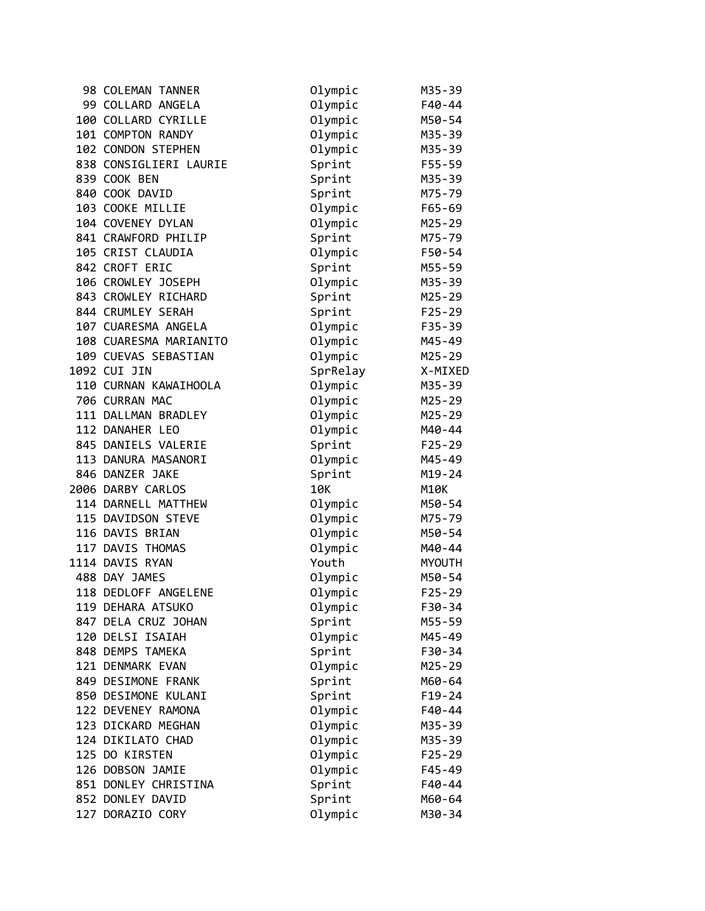| | | | |
|---|---|---|---|
| 98 | COLEMAN TANNER | Olympic | M35-39 |
| 99 | COLLARD ANGELA | Olympic | F40-44 |
| 100 | COLLARD CYRILLE | Olympic | M50-54 |
| 101 | COMPTON RANDY | Olympic | M35-39 |
| 102 | CONDON STEPHEN | Olympic | M35-39 |
| 838 | CONSIGLIERI LAURIE | Sprint | F55-59 |
| 839 | COOK BEN | Sprint | M35-39 |
| 840 | COOK DAVID | Sprint | M75-79 |
| 103 | COOKE MILLIE | Olympic | F65-69 |
| 104 | COVENEY DYLAN | Olympic | M25-29 |
| 841 | CRAWFORD PHILIP | Sprint | M75-79 |
| 105 | CRIST CLAUDIA | Olympic | F50-54 |
| 842 | CROFT ERIC | Sprint | M55-59 |
| 106 | CROWLEY JOSEPH | Olympic | M35-39 |
| 843 | CROWLEY RICHARD | Sprint | M25-29 |
| 844 | CRUMLEY SERAH | Sprint | F25-29 |
| 107 | CUARESMA ANGELA | Olympic | F35-39 |
| 108 | CUARESMA MARIANITO | Olympic | M45-49 |
| 109 | CUEVAS SEBASTIAN | Olympic | M25-29 |
| 1092 | CUI JIN | SprRelay | X-MIXED |
| 110 | CURNAN KAWAIHOOLA | Olympic | M35-39 |
| 706 | CURRAN MAC | Olympic | M25-29 |
| 111 | DALLMAN BRADLEY | Olympic | M25-29 |
| 112 | DANAHER LEO | Olympic | M40-44 |
| 845 | DANIELS VALERIE | Sprint | F25-29 |
| 113 | DANURA MASANORI | Olympic | M45-49 |
| 846 | DANZER JAKE | Sprint | M19-24 |
| 2006 | DARBY CARLOS | 10K | M10K |
| 114 | DARNELL MATTHEW | Olympic | M50-54 |
| 115 | DAVIDSON STEVE | Olympic | M75-79 |
| 116 | DAVIS BRIAN | Olympic | M50-54 |
| 117 | DAVIS THOMAS | Olympic | M40-44 |
| 1114 | DAVIS RYAN | Youth | MYOUTH |
| 488 | DAY JAMES | Olympic | M50-54 |
| 118 | DEDLOFF ANGELENE | Olympic | F25-29 |
| 119 | DEHARA ATSUKO | Olympic | F30-34 |
| 847 | DELA CRUZ JOHAN | Sprint | M55-59 |
| 120 | DELSI ISAIAH | Olympic | M45-49 |
| 848 | DEMPS TAMEKA | Sprint | F30-34 |
| 121 | DENMARK EVAN | Olympic | M25-29 |
| 849 | DESIMONE FRANK | Sprint | M60-64 |
| 850 | DESIMONE KULANI | Sprint | F19-24 |
| 122 | DEVENEY RAMONA | Olympic | F40-44 |
| 123 | DICKARD MEGHAN | Olympic | M35-39 |
| 124 | DIKILATO CHAD | Olympic | M35-39 |
| 125 | DO KIRSTEN | Olympic | F25-29 |
| 126 | DOBSON JAMIE | Olympic | F45-49 |
| 851 | DONLEY CHRISTINA | Sprint | F40-44 |
| 852 | DONLEY DAVID | Sprint | M60-64 |
| 127 | DORAZIO CORY | Olympic | M30-34 |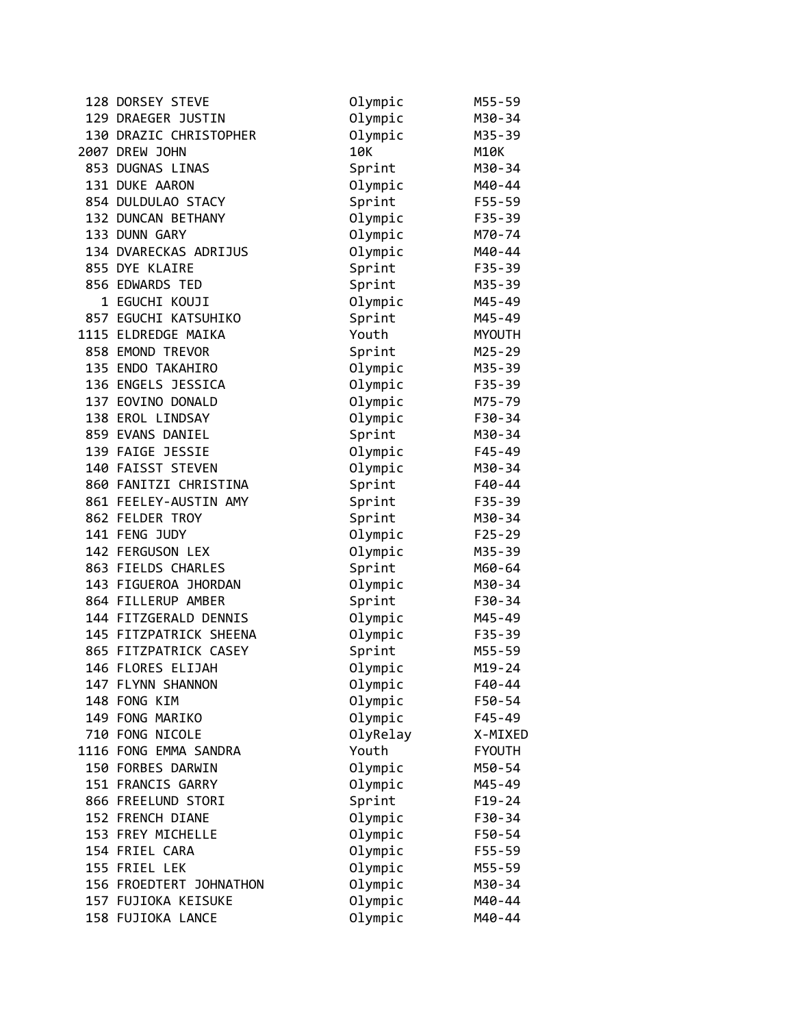| | | | |
|---|---|---|---|
| 128 | DORSEY STEVE | Olympic | M55-59 |
| 129 | DRAEGER JUSTIN | Olympic | M30-34 |
| 130 | DRAZIC CHRISTOPHER | Olympic | M35-39 |
| 2007 | DREW JOHN | 10K | M10K |
| 853 | DUGNAS LINAS | Sprint | M30-34 |
| 131 | DUKE AARON | Olympic | M40-44 |
| 854 | DULDULAO STACY | Sprint | F55-59 |
| 132 | DUNCAN BETHANY | Olympic | F35-39 |
| 133 | DUNN GARY | Olympic | M70-74 |
| 134 | DVARECKAS ADRIJUS | Olympic | M40-44 |
| 855 | DYE KLAIRE | Sprint | F35-39 |
| 856 | EDWARDS TED | Sprint | M35-39 |
| 1 | EGUCHI KOUJI | Olympic | M45-49 |
| 857 | EGUCHI KATSUHIKO | Sprint | M45-49 |
| 1115 | ELDREDGE MAIKA | Youth | MYOUTH |
| 858 | EMOND TREVOR | Sprint | M25-29 |
| 135 | ENDO TAKAHIRO | Olympic | M35-39 |
| 136 | ENGELS JESSICA | Olympic | F35-39 |
| 137 | EOVINO DONALD | Olympic | M75-79 |
| 138 | EROL LINDSAY | Olympic | F30-34 |
| 859 | EVANS DANIEL | Sprint | M30-34 |
| 139 | FAIGE JESSIE | Olympic | F45-49 |
| 140 | FAISST STEVEN | Olympic | M30-34 |
| 860 | FANITZI CHRISTINA | Sprint | F40-44 |
| 861 | FEELEY-AUSTIN AMY | Sprint | F35-39 |
| 862 | FELDER TROY | Sprint | M30-34 |
| 141 | FENG JUDY | Olympic | F25-29 |
| 142 | FERGUSON LEX | Olympic | M35-39 |
| 863 | FIELDS CHARLES | Sprint | M60-64 |
| 143 | FIGUEROA JHORDAN | Olympic | M30-34 |
| 864 | FILLERUP AMBER | Sprint | F30-34 |
| 144 | FITZGERALD DENNIS | Olympic | M45-49 |
| 145 | FITZPATRICK SHEENA | Olympic | F35-39 |
| 865 | FITZPATRICK CASEY | Sprint | M55-59 |
| 146 | FLORES ELIJAH | Olympic | M19-24 |
| 147 | FLYNN SHANNON | Olympic | F40-44 |
| 148 | FONG KIM | Olympic | F50-54 |
| 149 | FONG MARIKO | Olympic | F45-49 |
| 710 | FONG NICOLE | OlyRelay | X-MIXED |
| 1116 | FONG EMMA SANDRA | Youth | FYOUTH |
| 150 | FORBES DARWIN | Olympic | M50-54 |
| 151 | FRANCIS GARRY | Olympic | M45-49 |
| 866 | FREELUND STORI | Sprint | F19-24 |
| 152 | FRENCH DIANE | Olympic | F30-34 |
| 153 | FREY MICHELLE | Olympic | F50-54 |
| 154 | FRIEL CARA | Olympic | F55-59 |
| 155 | FRIEL LEK | Olympic | M55-59 |
| 156 | FROEDTERT JOHNATHON | Olympic | M30-34 |
| 157 | FUJIOKA KEISUKE | Olympic | M40-44 |
| 158 | FUJIOKA LANCE | Olympic | M40-44 |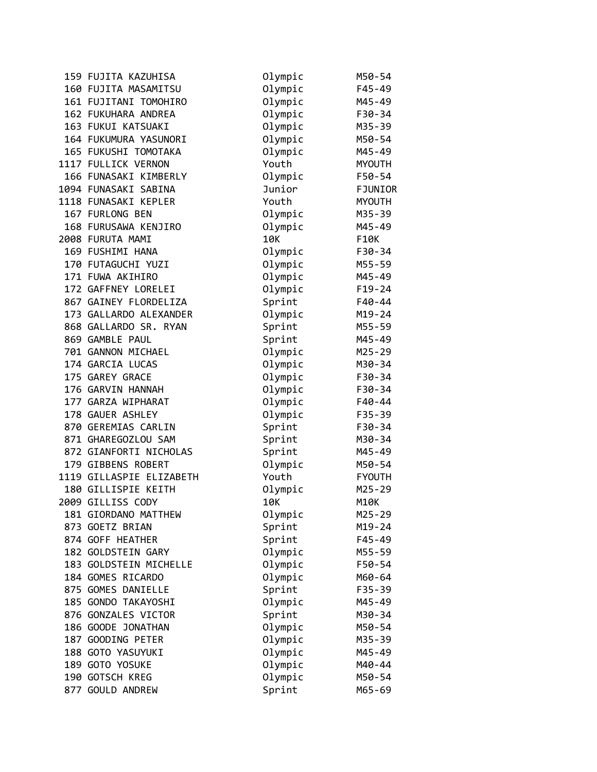| | | | |
|---|---|---|---|
| 159 | FUJITA KAZUHISA | Olympic | M50-54 |
| 160 | FUJITA MASAMITSU | Olympic | F45-49 |
| 161 | FUJITANI TOMOHIRO | Olympic | M45-49 |
| 162 | FUKUHARA ANDREA | Olympic | F30-34 |
| 163 | FUKUI KATSUAKI | Olympic | M35-39 |
| 164 | FUKUMURA YASUNORI | Olympic | M50-54 |
| 165 | FUKUSHI TOMOTAKA | Olympic | M45-49 |
| 1117 | FULLICK VERNON | Youth | MYOUTH |
| 166 | FUNASAKI KIMBERLY | Olympic | F50-54 |
| 1094 | FUNASAKI SABINA | Junior | FJUNIOR |
| 1118 | FUNASAKI KEPLER | Youth | MYOUTH |
| 167 | FURLONG BEN | Olympic | M35-39 |
| 168 | FURUSAWA KENJIRO | Olympic | M45-49 |
| 2008 | FURUTA MAMI | 10K | F10K |
| 169 | FUSHIMI HANA | Olympic | F30-34 |
| 170 | FUTAGUCHI YUZI | Olympic | M55-59 |
| 171 | FUWA AKIHIRO | Olympic | M45-49 |
| 172 | GAFFNEY LORELEI | Olympic | F19-24 |
| 867 | GAINEY FLORDELIZA | Sprint | F40-44 |
| 173 | GALLARDO ALEXANDER | Olympic | M19-24 |
| 868 | GALLARDO SR. RYAN | Sprint | M55-59 |
| 869 | GAMBLE PAUL | Sprint | M45-49 |
| 701 | GANNON MICHAEL | Olympic | M25-29 |
| 174 | GARCIA LUCAS | Olympic | M30-34 |
| 175 | GAREY GRACE | Olympic | F30-34 |
| 176 | GARVIN HANNAH | Olympic | F30-34 |
| 177 | GARZA WIPHARAT | Olympic | F40-44 |
| 178 | GAUER ASHLEY | Olympic | F35-39 |
| 870 | GEREMIAS CARLIN | Sprint | F30-34 |
| 871 | GHAREGOZLOU SAM | Sprint | M30-34 |
| 872 | GIANFORTI NICHOLAS | Sprint | M45-49 |
| 179 | GIBBENS ROBERT | Olympic | M50-54 |
| 1119 | GILLASPIE ELIZABETH | Youth | FYOUTH |
| 180 | GILLISPIE KEITH | Olympic | M25-29 |
| 2009 | GILLISS CODY | 10K | M10K |
| 181 | GIORDANO MATTHEW | Olympic | M25-29 |
| 873 | GOETZ BRIAN | Sprint | M19-24 |
| 874 | GOFF HEATHER | Sprint | F45-49 |
| 182 | GOLDSTEIN GARY | Olympic | M55-59 |
| 183 | GOLDSTEIN MICHELLE | Olympic | F50-54 |
| 184 | GOMES RICARDO | Olympic | M60-64 |
| 875 | GOMES DANIELLE | Sprint | F35-39 |
| 185 | GONDO TAKAYOSHI | Olympic | M45-49 |
| 876 | GONZALES VICTOR | Sprint | M30-34 |
| 186 | GOODE JONATHAN | Olympic | M50-54 |
| 187 | GOODING PETER | Olympic | M35-39 |
| 188 | GOTO YASUYUKI | Olympic | M45-49 |
| 189 | GOTO YOSUKE | Olympic | M40-44 |
| 190 | GOTSCH KREG | Olympic | M50-54 |
| 877 | GOULD ANDREW | Sprint | M65-69 |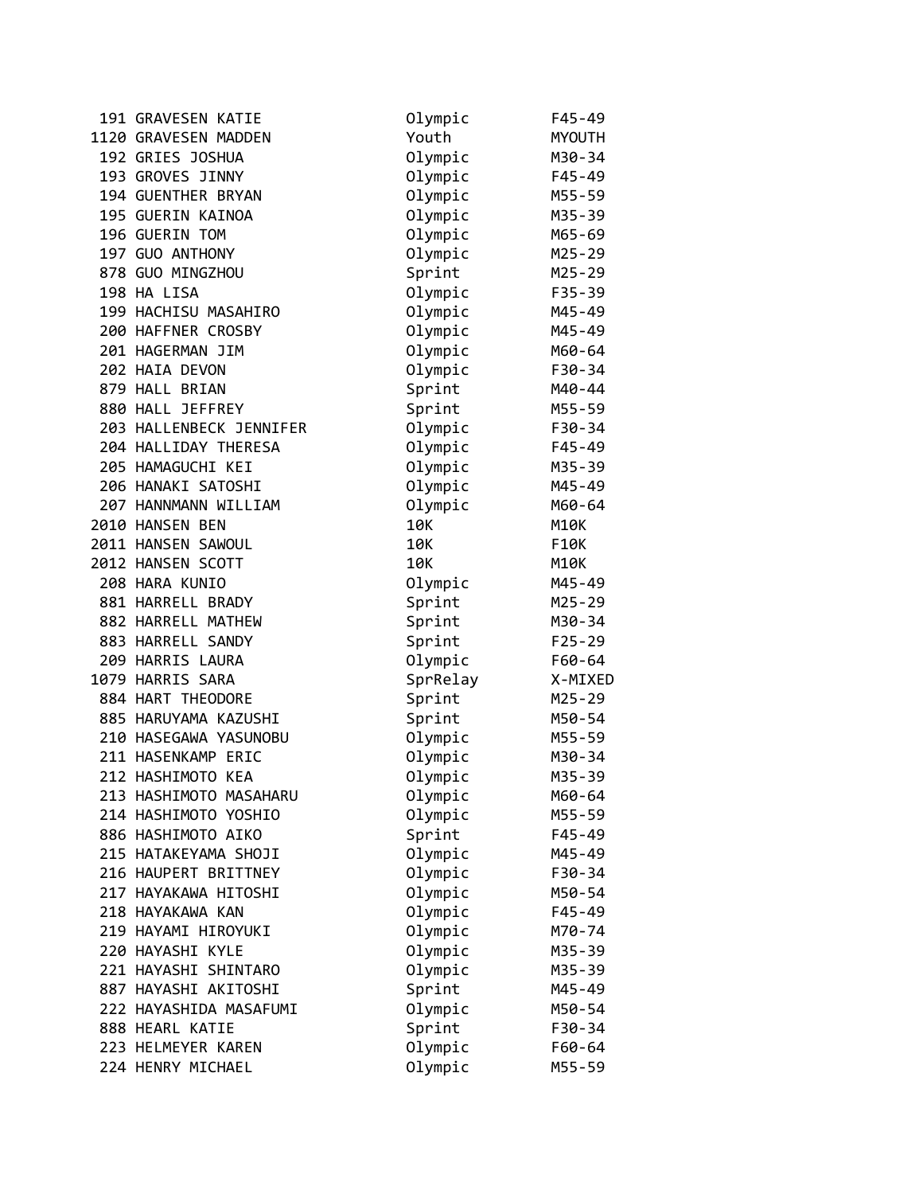| | | | |
|---|---|---|---|
| 191 | GRAVESEN KATIE | Olympic | F45-49 |
| 1120 | GRAVESEN MADDEN | Youth | MYOUTH |
| 192 | GRIES JOSHUA | Olympic | M30-34 |
| 193 | GROVES JINNY | Olympic | F45-49 |
| 194 | GUENTHER BRYAN | Olympic | M55-59 |
| 195 | GUERIN KAINOA | Olympic | M35-39 |
| 196 | GUERIN TOM | Olympic | M65-69 |
| 197 | GUO ANTHONY | Olympic | M25-29 |
| 878 | GUO MINGZHOU | Sprint | M25-29 |
| 198 | HA LISA | Olympic | F35-39 |
| 199 | HACHISU MASAHIRO | Olympic | M45-49 |
| 200 | HAFFNER CROSBY | Olympic | M45-49 |
| 201 | HAGERMAN JIM | Olympic | M60-64 |
| 202 | HAIA DEVON | Olympic | F30-34 |
| 879 | HALL BRIAN | Sprint | M40-44 |
| 880 | HALL JEFFREY | Sprint | M55-59 |
| 203 | HALLENBECK JENNIFER | Olympic | F30-34 |
| 204 | HALLIDAY THERESA | Olympic | F45-49 |
| 205 | HAMAGUCHI KEI | Olympic | M35-39 |
| 206 | HANAKI SATOSHI | Olympic | M45-49 |
| 207 | HANNMANN WILLIAM | Olympic | M60-64 |
| 2010 | HANSEN BEN | 10K | M10K |
| 2011 | HANSEN SAWOUL | 10K | F10K |
| 2012 | HANSEN SCOTT | 10K | M10K |
| 208 | HARA KUNIO | Olympic | M45-49 |
| 881 | HARRELL BRADY | Sprint | M25-29 |
| 882 | HARRELL MATHEW | Sprint | M30-34 |
| 883 | HARRELL SANDY | Sprint | F25-29 |
| 209 | HARRIS LAURA | Olympic | F60-64 |
| 1079 | HARRIS SARA | SprRelay | X-MIXED |
| 884 | HART THEODORE | Sprint | M25-29 |
| 885 | HARUYAMA KAZUSHI | Sprint | M50-54 |
| 210 | HASEGAWA YASUNOBU | Olympic | M55-59 |
| 211 | HASENKAMP ERIC | Olympic | M30-34 |
| 212 | HASHIMOTO KEA | Olympic | M35-39 |
| 213 | HASHIMOTO MASAHARU | Olympic | M60-64 |
| 214 | HASHIMOTO YOSHIO | Olympic | M55-59 |
| 886 | HASHIMOTO AIKO | Sprint | F45-49 |
| 215 | HATAKEYAMA SHOJI | Olympic | M45-49 |
| 216 | HAUPERT BRITTNEY | Olympic | F30-34 |
| 217 | HAYAKAWA HITOSHI | Olympic | M50-54 |
| 218 | HAYAKAWA KAN | Olympic | F45-49 |
| 219 | HAYAMI HIROYUKI | Olympic | M70-74 |
| 220 | HAYASHI KYLE | Olympic | M35-39 |
| 221 | HAYASHI SHINTARO | Olympic | M35-39 |
| 887 | HAYASHI AKITOSHI | Sprint | M45-49 |
| 222 | HAYASHIDA MASAFUMI | Olympic | M50-54 |
| 888 | HEARL KATIE | Sprint | F30-34 |
| 223 | HELMEYER KAREN | Olympic | F60-64 |
| 224 | HENRY MICHAEL | Olympic | M55-59 |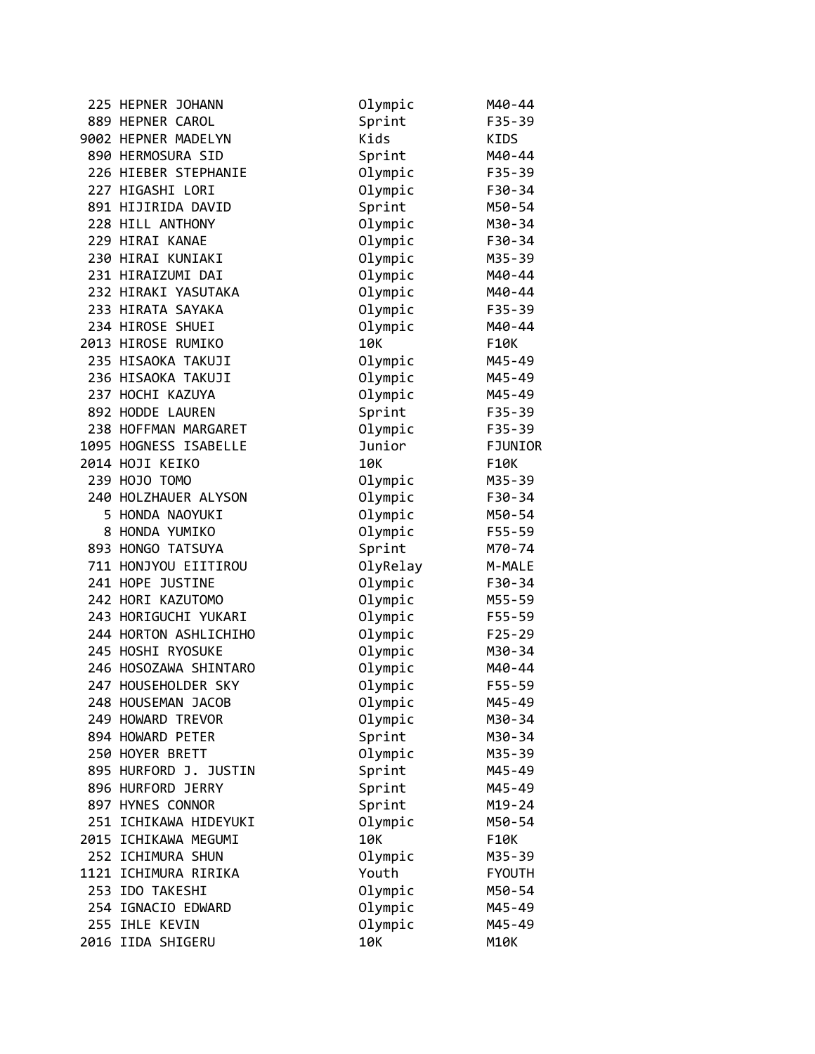```
 225 HEPNER JOHANN              Olympic       M40-44
 889 HEPNER CAROL               Sprint        F35-39
9002 HEPNER MADELYN             Kids          KIDS
 890 HERMOSURA SID              Sprint        M40-44
 226 HIEBER STEPHANIE           Olympic       F35-39
 227 HIGASHI LORI               Olympic       F30-34
 891 HIJIRIDA DAVID             Sprint        M50-54
 228 HILL ANTHONY               Olympic       M30-34
 229 HIRAI KANAE                Olympic       F30-34
 230 HIRAI KUNIAKI              Olympic       M35-39
 231 HIRAIZUMI DAI              Olympic       M40-44
 232 HIRAKI YASUTAKA            Olympic       M40-44
 233 HIRATA SAYAKA              Olympic       F35-39
 234 HIROSE SHUEI               Olympic       M40-44
2013 HIROSE RUMIKO              10K           F10K
 235 HISAOKA TAKUJI             Olympic       M45-49
 236 HISAOKA TAKUJI             Olympic       M45-49
 237 HOCHI KAZUYA               Olympic       M45-49
 892 HODDE LAUREN               Sprint        F35-39
 238 HOFFMAN MARGARET           Olympic       F35-39
1095 HOGNESS ISABELLE           Junior        FJUNIOR
2014 HOJI KEIKO                 10K           F10K
 239 HOJO TOMO                  Olympic       M35-39
 240 HOLZHAUER ALYSON           Olympic       F30-34
   5 HONDA NAOYUKI              Olympic       M50-54
   8 HONDA YUMIKO               Olympic       F55-59
 893 HONGO TATSUYA              Sprint        M70-74
 711 HONJYOU EIITIROU           OlyRelay      M-MALE
 241 HOPE JUSTINE               Olympic       F30-34
 242 HORI KAZUTOMO              Olympic       M55-59
 243 HORIGUCHI YUKARI           Olympic       F55-59
 244 HORTON ASHLICHIHO          Olympic       F25-29
 245 HOSHI RYOSUKE              Olympic       M30-34
 246 HOSOZAWA SHINTARO          Olympic       M40-44
 247 HOUSEHOLDER SKY            Olympic       F55-59
 248 HOUSEMAN JACOB             Olympic       M45-49
 249 HOWARD TREVOR              Olympic       M30-34
 894 HOWARD PETER               Sprint        M30-34
 250 HOYER BRETT                Olympic       M35-39
 895 HURFORD J. JUSTIN          Sprint        M45-49
 896 HURFORD JERRY              Sprint        M45-49
 897 HYNES CONNOR               Sprint        M19-24
 251 ICHIKAWA HIDEYUKI          Olympic       M50-54
2015 ICHIKAWA MEGUMI            10K           F10K
 252 ICHIMURA SHUN              Olympic       M35-39
1121 ICHIMURA RIRIKA            Youth         FYOUTH
 253 IDO TAKESHI                Olympic       M50-54
 254 IGNACIO EDWARD             Olympic       M45-49
 255 IHLE KEVIN                 Olympic       M45-49
2016 IIDA SHIGERU               10K           M10K
```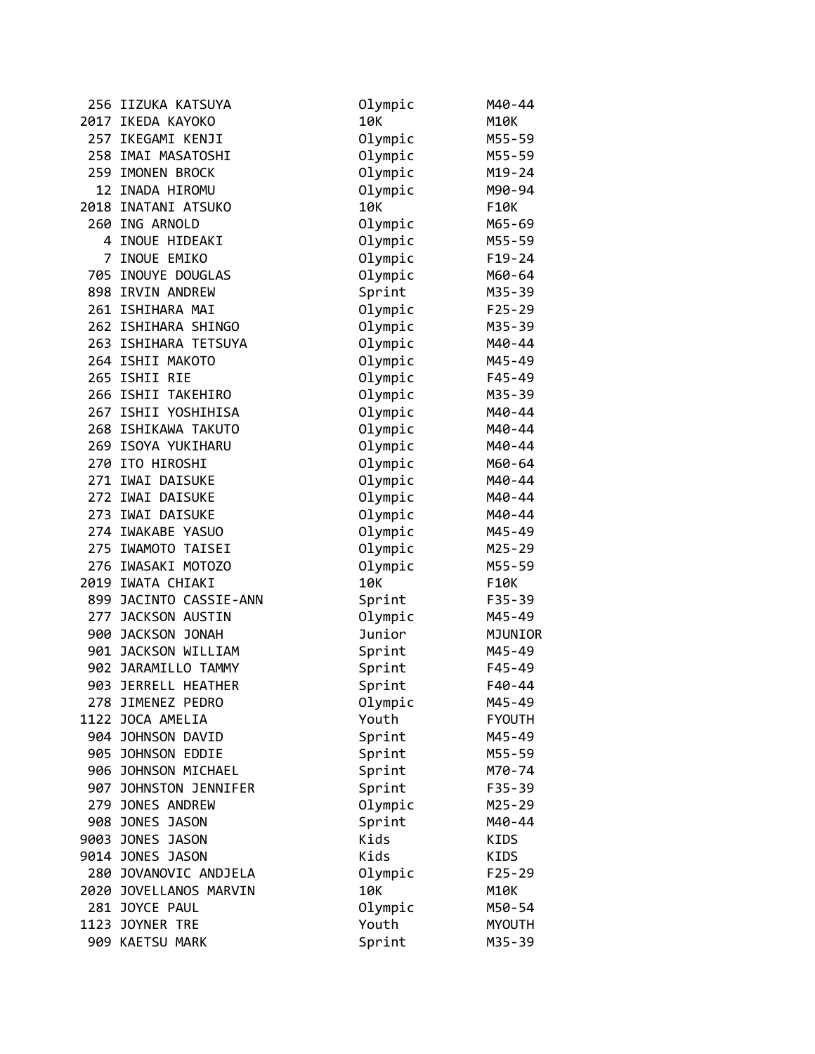| | | | |
|---|---|---|---|
| 256 | IIZUKA KATSUYA | Olympic | M40-44 |
| 2017 | IKEDA KAYOKO | 10K | M10K |
| 257 | IKEGAMI KENJI | Olympic | M55-59 |
| 258 | IMAI MASATOSHI | Olympic | M55-59 |
| 259 | IMONEN BROCK | Olympic | M19-24 |
| 12 | INADA HIROMU | Olympic | M90-94 |
| 2018 | INATANI ATSUKO | 10K | F10K |
| 260 | ING ARNOLD | Olympic | M65-69 |
| 4 | INOUE HIDEAKI | Olympic | M55-59 |
| 7 | INOUE EMIKO | Olympic | F19-24 |
| 705 | INOUYE DOUGLAS | Olympic | M60-64 |
| 898 | IRVIN ANDREW | Sprint | M35-39 |
| 261 | ISHIHARA MAI | Olympic | F25-29 |
| 262 | ISHIHARA SHINGO | Olympic | M35-39 |
| 263 | ISHIHARA TETSUYA | Olympic | M40-44 |
| 264 | ISHII MAKOTO | Olympic | M45-49 |
| 265 | ISHII RIE | Olympic | F45-49 |
| 266 | ISHII TAKEHIRO | Olympic | M35-39 |
| 267 | ISHII YOSHIHISA | Olympic | M40-44 |
| 268 | ISHIKAWA TAKUTO | Olympic | M40-44 |
| 269 | ISOYA YUKIHARU | Olympic | M40-44 |
| 270 | ITO HIROSHI | Olympic | M60-64 |
| 271 | IWAI DAISUKE | Olympic | M40-44 |
| 272 | IWAI DAISUKE | Olympic | M40-44 |
| 273 | IWAI DAISUKE | Olympic | M40-44 |
| 274 | IWAKABE YASUO | Olympic | M45-49 |
| 275 | IWAMOTO TAISEI | Olympic | M25-29 |
| 276 | IWASAKI MOTOZO | Olympic | M55-59 |
| 2019 | IWATA CHIAKI | 10K | F10K |
| 899 | JACINTO CASSIE-ANN | Sprint | F35-39 |
| 277 | JACKSON AUSTIN | Olympic | M45-49 |
| 900 | JACKSON JONAH | Junior | MJUNIOR |
| 901 | JACKSON WILLIAM | Sprint | M45-49 |
| 902 | JARAMILLO TAMMY | Sprint | F45-49 |
| 903 | JERRELL HEATHER | Sprint | F40-44 |
| 278 | JIMENEZ PEDRO | Olympic | M45-49 |
| 1122 | JOCA AMELIA | Youth | FYOUTH |
| 904 | JOHNSON DAVID | Sprint | M45-49 |
| 905 | JOHNSON EDDIE | Sprint | M55-59 |
| 906 | JOHNSON MICHAEL | Sprint | M70-74 |
| 907 | JOHNSTON JENNIFER | Sprint | F35-39 |
| 279 | JONES ANDREW | Olympic | M25-29 |
| 908 | JONES JASON | Sprint | M40-44 |
| 9003 | JONES JASON | Kids | KIDS |
| 9014 | JONES JASON | Kids | KIDS |
| 280 | JOVANOVIC ANDJELA | Olympic | F25-29 |
| 2020 | JOVELLANOS MARVIN | 10K | M10K |
| 281 | JOYCE PAUL | Olympic | M50-54 |
| 1123 | JOYNER TRE | Youth | MYOUTH |
| 909 | KAETSU MARK | Sprint | M35-39 |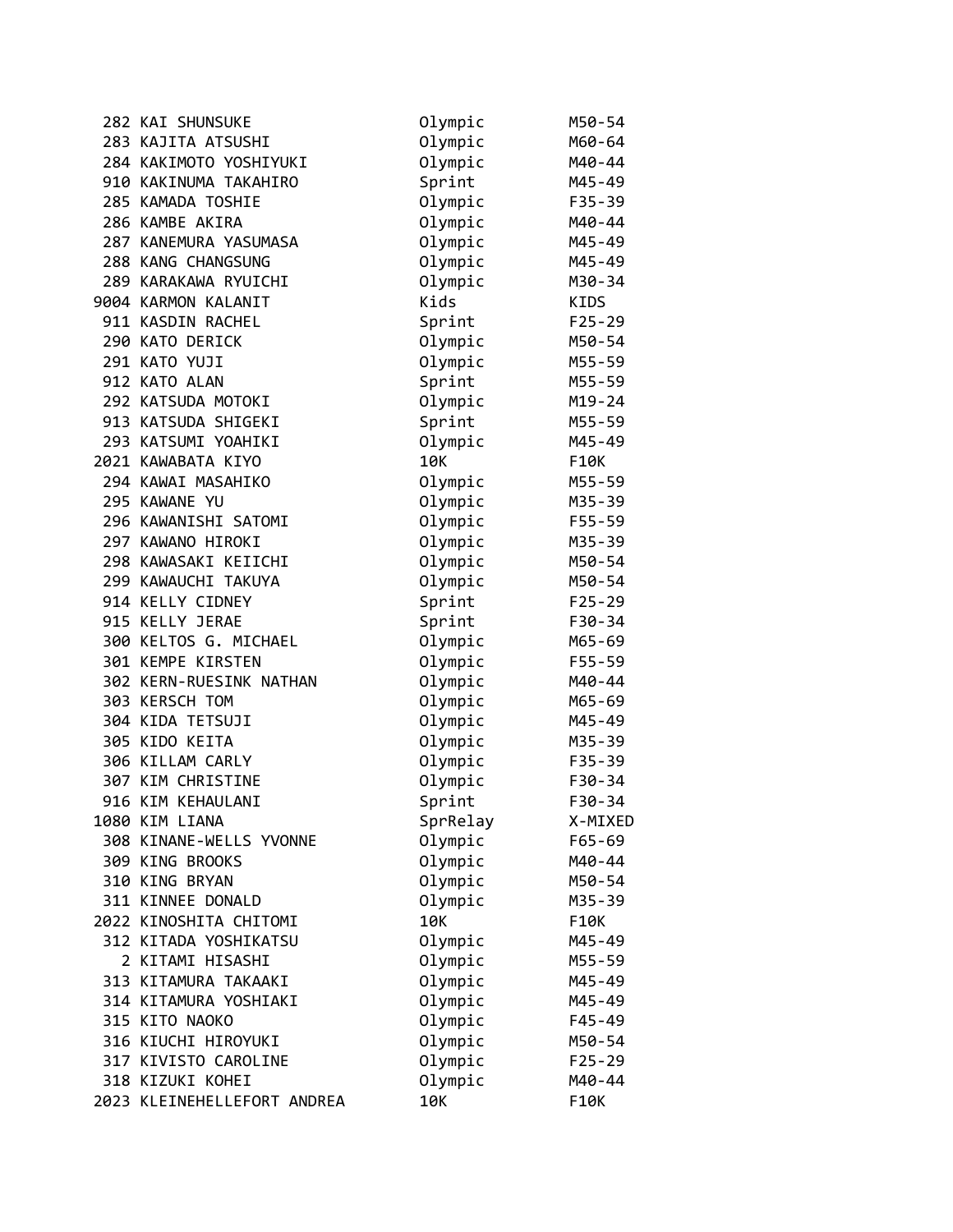```
 282 KAI SHUNSUKE               Olympic         M50-54
 283 KAJITA ATSUSHI             Olympic         M60-64
 284 KAKIMOTO YOSHIYUKI         Olympic         M40-44
 910 KAKINUMA TAKAHIRO          Sprint          M45-49
 285 KAMADA TOSHIE              Olympic         F35-39
 286 KAMBE AKIRA                Olympic         M40-44
 287 KANEMURA YASUMASA          Olympic         M45-49
 288 KANG CHANGSUNG             Olympic         M45-49
 289 KARAKAWA RYUICHI           Olympic         M30-34
9004 KARMON KALANIT             Kids            KIDS
 911 KASDIN RACHEL              Sprint          F25-29
 290 KATO DERICK                Olympic         M50-54
 291 KATO YUJI                  Olympic         M55-59
 912 KATO ALAN                  Sprint          M55-59
 292 KATSUDA MOTOKI             Olympic         M19-24
 913 KATSUDA SHIGEKI            Sprint          M55-59
 293 KATSUMI YOAHIKI            Olympic         M45-49
2021 KAWABATA KIYO              10K             F10K
 294 KAWAI MASAHIKO             Olympic         M55-59
 295 KAWANE YU                  Olympic         M35-39
 296 KAWANISHI SATOMI           Olympic         F55-59
 297 KAWANO HIROKI              Olympic         M35-39
 298 KAWASAKI KEIICHI           Olympic         M50-54
 299 KAWAUCHI TAKUYA            Olympic         M50-54
 914 KELLY CIDNEY               Sprint          F25-29
 915 KELLY JERAE                Sprint          F30-34
 300 KELTOS G. MICHAEL          Olympic         M65-69
 301 KEMPE KIRSTEN              Olympic         F55-59
 302 KERN-RUESINK NATHAN        Olympic         M40-44
 303 KERSCH TOM                 Olympic         M65-69
 304 KIDA TETSUJI               Olympic         M45-49
 305 KIDO KEITA                 Olympic         M35-39
 306 KILLAM CARLY               Olympic         F35-39
 307 KIM CHRISTINE              Olympic         F30-34
 916 KIM KEHAULANI              Sprint          F30-34
1080 KIM LIANA                  SprRelay        X-MIXED
 308 KINANE-WELLS YVONNE        Olympic         F65-69
 309 KING BROOKS                Olympic         M40-44
 310 KING BRYAN                 Olympic         M50-54
 311 KINNEE DONALD              Olympic         M35-39
2022 KINOSHITA CHITOMI          10K             F10K
 312 KITADA YOSHIKATSU          Olympic         M45-49
   2 KITAMI HISASHI             Olympic         M55-59
 313 KITAMURA TAKAAKI           Olympic         M45-49
 314 KITAMURA YOSHIAKI          Olympic         M45-49
 315 KITO NAOKO                 Olympic         F45-49
 316 KIUCHI HIROYUKI            Olympic         M50-54
 317 KIVISTO CAROLINE           Olympic         F25-29
 318 KIZUKI KOHEI               Olympic         M40-44
2023 KLEINEHELLEFORT ANDREA     10K             F10K
```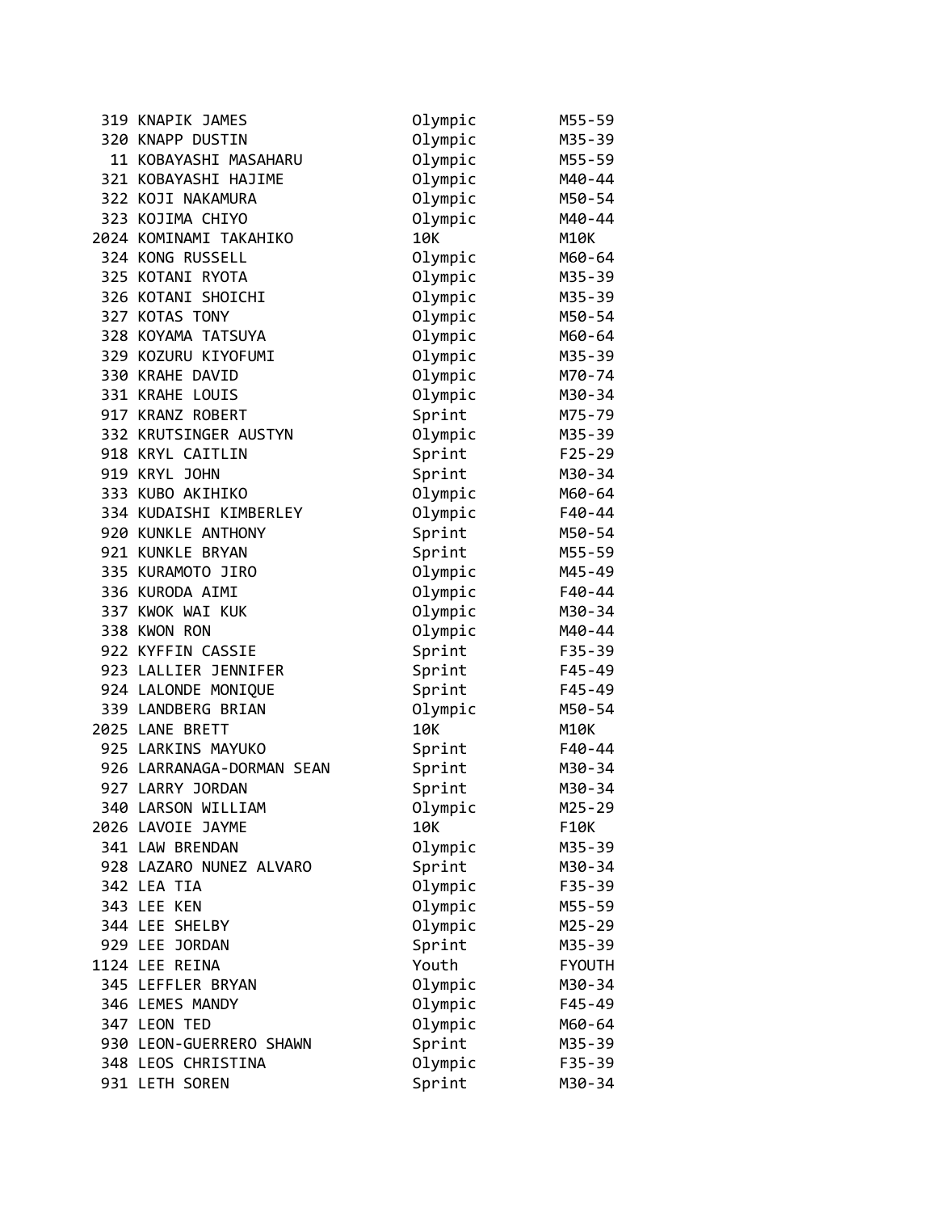| | | | |
|---|---|---|---|
| 319 | KNAPIK JAMES | Olympic | M55-59 |
| 320 | KNAPP DUSTIN | Olympic | M35-39 |
| 11 | KOBAYASHI MASAHARU | Olympic | M55-59 |
| 321 | KOBAYASHI HAJIME | Olympic | M40-44 |
| 322 | KOJI NAKAMURA | Olympic | M50-54 |
| 323 | KOJIMA CHIYO | Olympic | M40-44 |
| 2024 | KOMINAMI TAKAHIKO | 10K | M10K |
| 324 | KONG RUSSELL | Olympic | M60-64 |
| 325 | KOTANI RYOTA | Olympic | M35-39 |
| 326 | KOTANI SHOICHI | Olympic | M35-39 |
| 327 | KOTAS TONY | Olympic | M50-54 |
| 328 | KOYAMA TATSUYA | Olympic | M60-64 |
| 329 | KOZURU KIYOFUMI | Olympic | M35-39 |
| 330 | KRAHE DAVID | Olympic | M70-74 |
| 331 | KRAHE LOUIS | Olympic | M30-34 |
| 917 | KRANZ ROBERT | Sprint | M75-79 |
| 332 | KRUTSINGER AUSTYN | Olympic | M35-39 |
| 918 | KRYL CAITLIN | Sprint | F25-29 |
| 919 | KRYL JOHN | Sprint | M30-34 |
| 333 | KUBO AKIHIKO | Olympic | M60-64 |
| 334 | KUDAISHI KIMBERLEY | Olympic | F40-44 |
| 920 | KUNKLE ANTHONY | Sprint | M50-54 |
| 921 | KUNKLE BRYAN | Sprint | M55-59 |
| 335 | KURAMOTO JIRO | Olympic | M45-49 |
| 336 | KURODA AIMI | Olympic | F40-44 |
| 337 | KWOK WAI KUK | Olympic | M30-34 |
| 338 | KWON RON | Olympic | M40-44 |
| 922 | KYFFIN CASSIE | Sprint | F35-39 |
| 923 | LALLIER JENNIFER | Sprint | F45-49 |
| 924 | LALONDE MONIQUE | Sprint | F45-49 |
| 339 | LANDBERG BRIAN | Olympic | M50-54 |
| 2025 | LANE BRETT | 10K | M10K |
| 925 | LARKINS MAYUKO | Sprint | F40-44 |
| 926 | LARRANAGA-DORMAN SEAN | Sprint | M30-34 |
| 927 | LARRY JORDAN | Sprint | M30-34 |
| 340 | LARSON WILLIAM | Olympic | M25-29 |
| 2026 | LAVOIE JAYME | 10K | F10K |
| 341 | LAW BRENDAN | Olympic | M35-39 |
| 928 | LAZARO NUNEZ ALVARO | Sprint | M30-34 |
| 342 | LEA TIA | Olympic | F35-39 |
| 343 | LEE KEN | Olympic | M55-59 |
| 344 | LEE SHELBY | Olympic | M25-29 |
| 929 | LEE JORDAN | Sprint | M35-39 |
| 1124 | LEE REINA | Youth | FYOUTH |
| 345 | LEFFLER BRYAN | Olympic | M30-34 |
| 346 | LEMES MANDY | Olympic | F45-49 |
| 347 | LEON TED | Olympic | M60-64 |
| 930 | LEON-GUERRERO SHAWN | Sprint | M35-39 |
| 348 | LEOS CHRISTINA | Olympic | F35-39 |
| 931 | LETH SOREN | Sprint | M30-34 |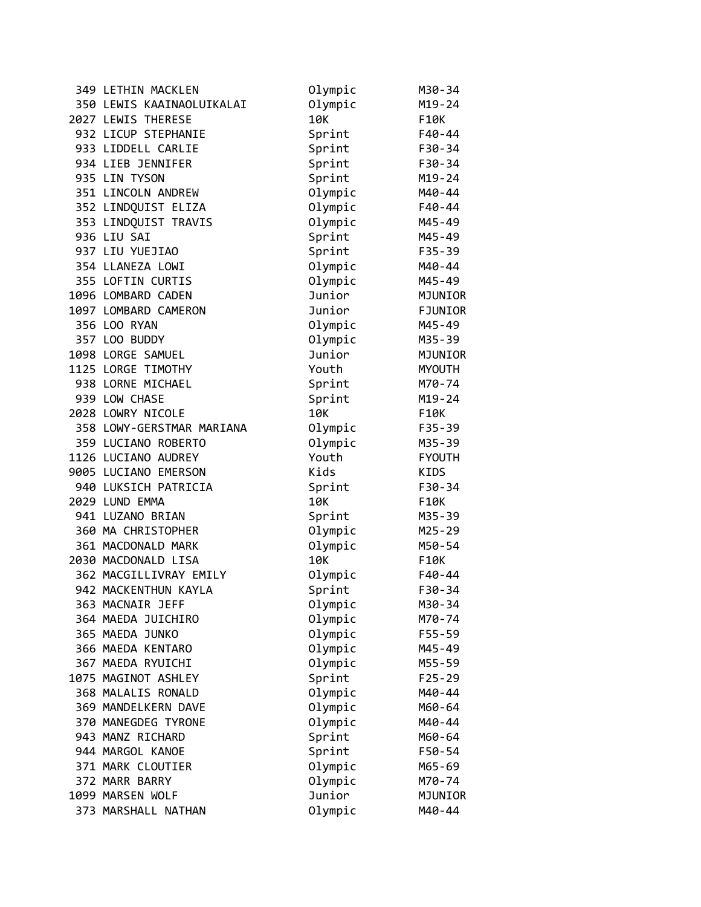| | | | |
|---|---|---|---|
| 349 | LETHIN MACKLEN | Olympic | M30-34 |
| 350 | LEWIS KAAINAOLUIKALAI | Olympic | M19-24 |
| 2027 | LEWIS THERESE | 10K | F10K |
| 932 | LICUP STEPHANIE | Sprint | F40-44 |
| 933 | LIDDELL CARLIE | Sprint | F30-34 |
| 934 | LIEB JENNIFER | Sprint | F30-34 |
| 935 | LIN TYSON | Sprint | M19-24 |
| 351 | LINCOLN ANDREW | Olympic | M40-44 |
| 352 | LINDQUIST ELIZA | Olympic | F40-44 |
| 353 | LINDQUIST TRAVIS | Olympic | M45-49 |
| 936 | LIU SAI | Sprint | M45-49 |
| 937 | LIU YUEJIAO | Sprint | F35-39 |
| 354 | LLANEZA LOWI | Olympic | M40-44 |
| 355 | LOFTIN CURTIS | Olympic | M45-49 |
| 1096 | LOMBARD CADEN | Junior | MJUNIOR |
| 1097 | LOMBARD CAMERON | Junior | FJUNIOR |
| 356 | LOO RYAN | Olympic | M45-49 |
| 357 | LOO BUDDY | Olympic | M35-39 |
| 1098 | LORGE SAMUEL | Junior | MJUNIOR |
| 1125 | LORGE TIMOTHY | Youth | MYOUTH |
| 938 | LORNE MICHAEL | Sprint | M70-74 |
| 939 | LOW CHASE | Sprint | M19-24 |
| 2028 | LOWRY NICOLE | 10K | F10K |
| 358 | LOWY-GERSTMAR MARIANA | Olympic | F35-39 |
| 359 | LUCIANO ROBERTO | Olympic | M35-39 |
| 1126 | LUCIANO AUDREY | Youth | FYOUTH |
| 9005 | LUCIANO EMERSON | Kids | KIDS |
| 940 | LUKSICH PATRICIA | Sprint | F30-34 |
| 2029 | LUND EMMA | 10K | F10K |
| 941 | LUZANO BRIAN | Sprint | M35-39 |
| 360 | MA CHRISTOPHER | Olympic | M25-29 |
| 361 | MACDONALD MARK | Olympic | M50-54 |
| 2030 | MACDONALD LISA | 10K | F10K |
| 362 | MACGILLIVRAY EMILY | Olympic | F40-44 |
| 942 | MACKENTHUN KAYLA | Sprint | F30-34 |
| 363 | MACNAIR JEFF | Olympic | M30-34 |
| 364 | MAEDA JUICHIRO | Olympic | M70-74 |
| 365 | MAEDA JUNKO | Olympic | F55-59 |
| 366 | MAEDA KENTARO | Olympic | M45-49 |
| 367 | MAEDA RYUICHI | Olympic | M55-59 |
| 1075 | MAGINOT ASHLEY | Sprint | F25-29 |
| 368 | MALALIS RONALD | Olympic | M40-44 |
| 369 | MANDELKERN DAVE | Olympic | M60-64 |
| 370 | MANEGDEG TYRONE | Olympic | M40-44 |
| 943 | MANZ RICHARD | Sprint | M60-64 |
| 944 | MARGOL KANOE | Sprint | F50-54 |
| 371 | MARK CLOUTIER | Olympic | M65-69 |
| 372 | MARR BARRY | Olympic | M70-74 |
| 1099 | MARSEN WOLF | Junior | MJUNIOR |
| 373 | MARSHALL NATHAN | Olympic | M40-44 |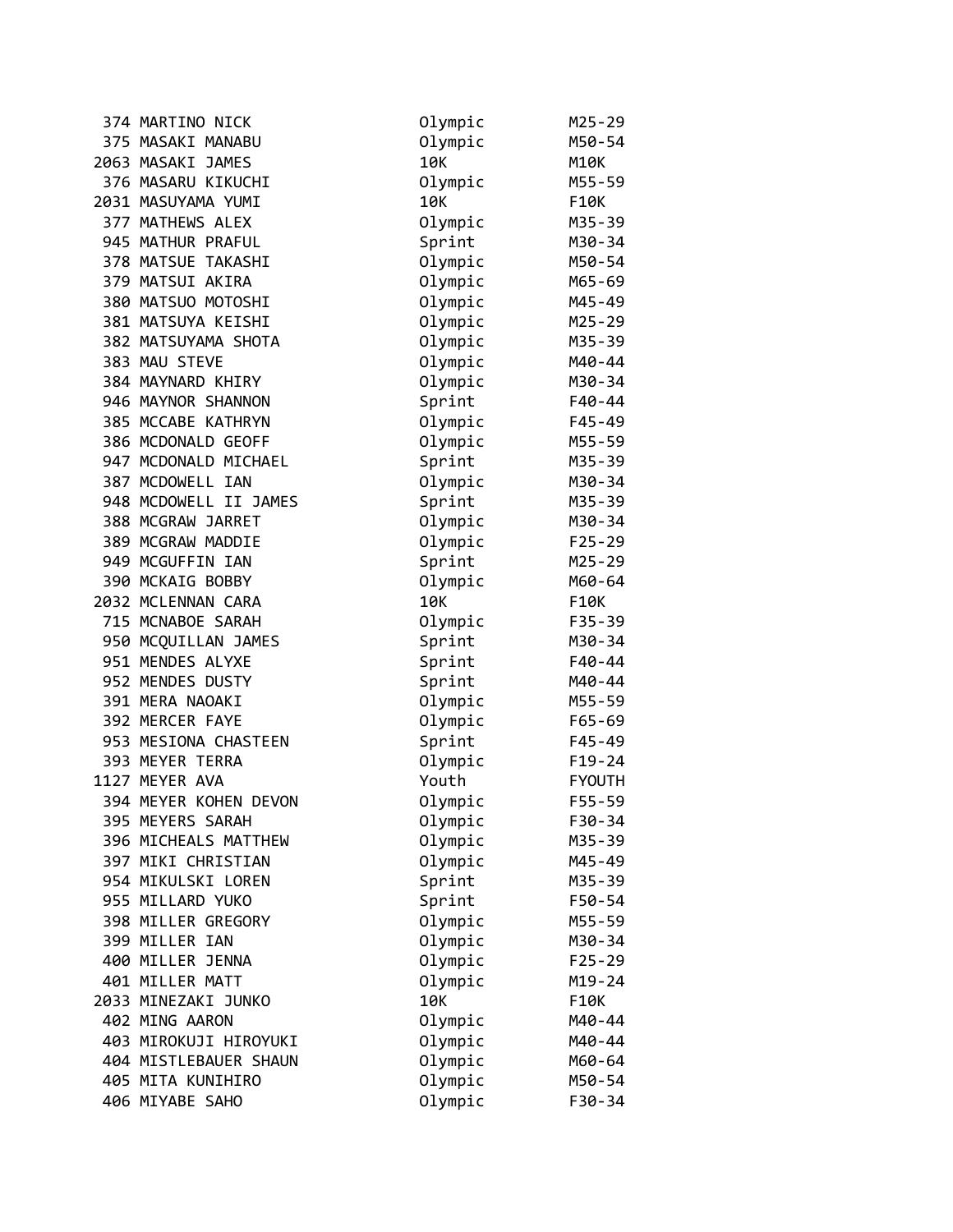| | | | |
|---|---|---|---|
| 374 | MARTINO NICK | Olympic | M25-29 |
| 375 | MASAKI MANABU | Olympic | M50-54 |
| 2063 | MASAKI JAMES | 10K | M10K |
| 376 | MASARU KIKUCHI | Olympic | M55-59 |
| 2031 | MASUYAMA YUMI | 10K | F10K |
| 377 | MATHEWS ALEX | Olympic | M35-39 |
| 945 | MATHUR PRAFUL | Sprint | M30-34 |
| 378 | MATSUE TAKASHI | Olympic | M50-54 |
| 379 | MATSUI AKIRA | Olympic | M65-69 |
| 380 | MATSUO MOTOSHI | Olympic | M45-49 |
| 381 | MATSUYA KEISHI | Olympic | M25-29 |
| 382 | MATSUYAMA SHOTA | Olympic | M35-39 |
| 383 | MAU STEVE | Olympic | M40-44 |
| 384 | MAYNARD KHIRY | Olympic | M30-34 |
| 946 | MAYNOR SHANNON | Sprint | F40-44 |
| 385 | MCCABE KATHRYN | Olympic | F45-49 |
| 386 | MCDONALD GEOFF | Olympic | M55-59 |
| 947 | MCDONALD MICHAEL | Sprint | M35-39 |
| 387 | MCDOWELL IAN | Olympic | M30-34 |
| 948 | MCDOWELL II JAMES | Sprint | M35-39 |
| 388 | MCGRAW JARRET | Olympic | M30-34 |
| 389 | MCGRAW MADDIE | Olympic | F25-29 |
| 949 | MCGUFFIN IAN | Sprint | M25-29 |
| 390 | MCKAIG BOBBY | Olympic | M60-64 |
| 2032 | MCLENNAN CARA | 10K | F10K |
| 715 | MCNABOE SARAH | Olympic | F35-39 |
| 950 | MCQUILLAN JAMES | Sprint | M30-34 |
| 951 | MENDES ALYXE | Sprint | F40-44 |
| 952 | MENDES DUSTY | Sprint | M40-44 |
| 391 | MERA NAOAKI | Olympic | M55-59 |
| 392 | MERCER FAYE | Olympic | F65-69 |
| 953 | MESIONA CHASTEEN | Sprint | F45-49 |
| 393 | MEYER TERRA | Olympic | F19-24 |
| 1127 | MEYER AVA | Youth | FYOUTH |
| 394 | MEYER KOHEN DEVON | Olympic | F55-59 |
| 395 | MEYERS SARAH | Olympic | F30-34 |
| 396 | MICHEALS MATTHEW | Olympic | M35-39 |
| 397 | MIKI CHRISTIAN | Olympic | M45-49 |
| 954 | MIKULSKI LOREN | Sprint | M35-39 |
| 955 | MILLARD YUKO | Sprint | F50-54 |
| 398 | MILLER GREGORY | Olympic | M55-59 |
| 399 | MILLER IAN | Olympic | M30-34 |
| 400 | MILLER JENNA | Olympic | F25-29 |
| 401 | MILLER MATT | Olympic | M19-24 |
| 2033 | MINEZAKI JUNKO | 10K | F10K |
| 402 | MING AARON | Olympic | M40-44 |
| 403 | MIROKUJI HIROYUKI | Olympic | M40-44 |
| 404 | MISTLEBAUER SHAUN | Olympic | M60-64 |
| 405 | MITA KUNIHIRO | Olympic | M50-54 |
| 406 | MIYABE SAHO | Olympic | F30-34 |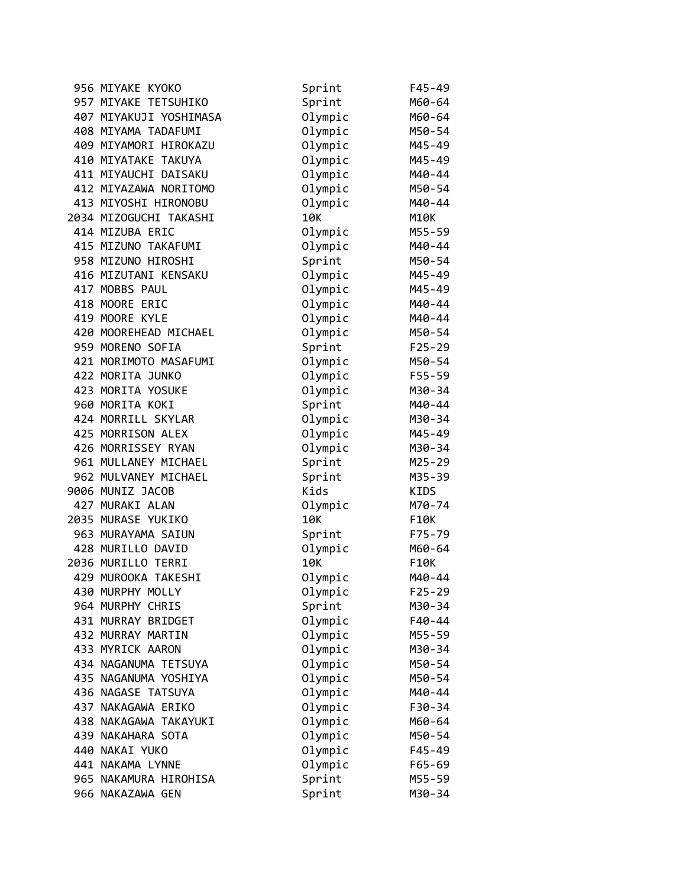| | | | |
|---|---|---|---|
| 956 | MIYAKE KYOKO | Sprint | F45-49 |
| 957 | MIYAKE TETSUHIKO | Sprint | M60-64 |
| 407 | MIYAKUJI YOSHIMASA | Olympic | M60-64 |
| 408 | MIYAMA TADAFUMI | Olympic | M50-54 |
| 409 | MIYAMORI HIROKAZU | Olympic | M45-49 |
| 410 | MIYATAKE TAKUYA | Olympic | M45-49 |
| 411 | MIYAUCHI DAISAKU | Olympic | M40-44 |
| 412 | MIYAZAWA NORITOMO | Olympic | M50-54 |
| 413 | MIYOSHI HIRONOBU | Olympic | M40-44 |
| 2034 | MIZOGUCHI TAKASHI | 10K | M10K |
| 414 | MIZUBA ERIC | Olympic | M55-59 |
| 415 | MIZUNO TAKAFUMI | Olympic | M40-44 |
| 958 | MIZUNO HIROSHI | Sprint | M50-54 |
| 416 | MIZUTANI KENSAKU | Olympic | M45-49 |
| 417 | MOBBS PAUL | Olympic | M45-49 |
| 418 | MOORE ERIC | Olympic | M40-44 |
| 419 | MOORE KYLE | Olympic | M40-44 |
| 420 | MOOREHEAD MICHAEL | Olympic | M50-54 |
| 959 | MORENO SOFIA | Sprint | F25-29 |
| 421 | MORIMOTO MASAFUMI | Olympic | M50-54 |
| 422 | MORITA JUNKO | Olympic | F55-59 |
| 423 | MORITA YOSUKE | Olympic | M30-34 |
| 960 | MORITA KOKI | Sprint | M40-44 |
| 424 | MORRILL SKYLAR | Olympic | M30-34 |
| 425 | MORRISON ALEX | Olympic | M45-49 |
| 426 | MORRISSEY RYAN | Olympic | M30-34 |
| 961 | MULLANEY MICHAEL | Sprint | M25-29 |
| 962 | MULVANEY MICHAEL | Sprint | M35-39 |
| 9006 | MUNIZ JACOB | Kids | KIDS |
| 427 | MURAKI ALAN | Olympic | M70-74 |
| 2035 | MURASE YUKIKO | 10K | F10K |
| 963 | MURAYAMA SAIUN | Sprint | F75-79 |
| 428 | MURILLO DAVID | Olympic | M60-64 |
| 2036 | MURILLO TERRI | 10K | F10K |
| 429 | MUROOKA TAKESHI | Olympic | M40-44 |
| 430 | MURPHY MOLLY | Olympic | F25-29 |
| 964 | MURPHY CHRIS | Sprint | M30-34 |
| 431 | MURRAY BRIDGET | Olympic | F40-44 |
| 432 | MURRAY MARTIN | Olympic | M55-59 |
| 433 | MYRICK AARON | Olympic | M30-34 |
| 434 | NAGANUMA TETSUYA | Olympic | M50-54 |
| 435 | NAGANUMA YOSHIYA | Olympic | M50-54 |
| 436 | NAGASE TATSUYA | Olympic | M40-44 |
| 437 | NAKAGAWA ERIKO | Olympic | F30-34 |
| 438 | NAKAGAWA TAKAYUKI | Olympic | M60-64 |
| 439 | NAKAHARA SOTA | Olympic | M50-54 |
| 440 | NAKAI YUKO | Olympic | F45-49 |
| 441 | NAKAMA LYNNE | Olympic | F65-69 |
| 965 | NAKAMURA HIROHISA | Sprint | M55-59 |
| 966 | NAKAZAWA GEN | Sprint | M30-34 |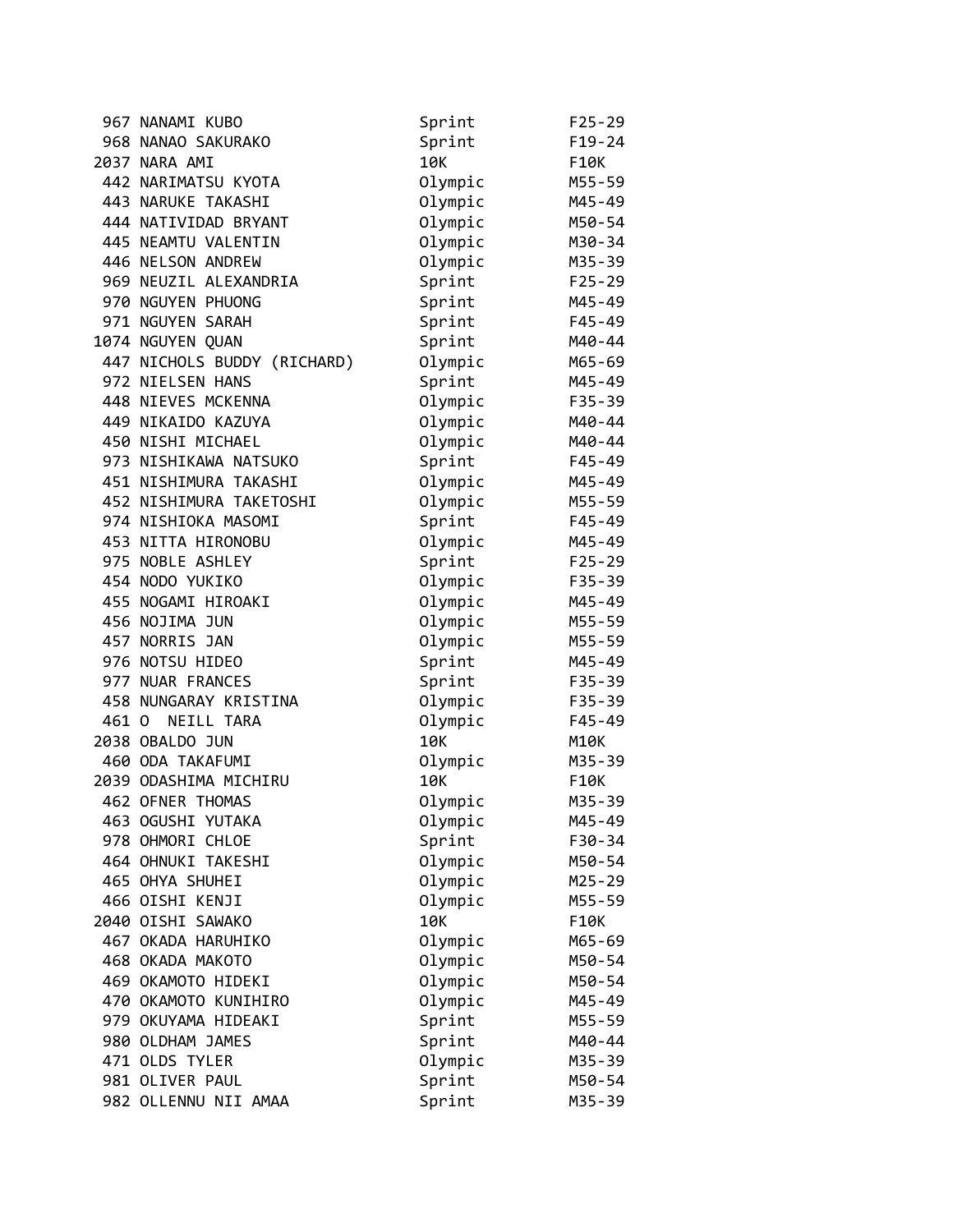| | | | |
|---|---|---|---|
| 967 | NANAMI KUBO | Sprint | F25-29 |
| 968 | NANAO SAKURAKO | Sprint | F19-24 |
| 2037 | NARA AMI | 10K | F10K |
| 442 | NARIMATSU KYOTA | Olympic | M55-59 |
| 443 | NARUKE TAKASHI | Olympic | M45-49 |
| 444 | NATIVIDAD BRYANT | Olympic | M50-54 |
| 445 | NEAMTU VALENTIN | Olympic | M30-34 |
| 446 | NELSON ANDREW | Olympic | M35-39 |
| 969 | NEUZIL ALEXANDRIA | Sprint | F25-29 |
| 970 | NGUYEN PHUONG | Sprint | M45-49 |
| 971 | NGUYEN SARAH | Sprint | F45-49 |
| 1074 | NGUYEN QUAN | Sprint | M40-44 |
| 447 | NICHOLS BUDDY (RICHARD) | Olympic | M65-69 |
| 972 | NIELSEN HANS | Sprint | M45-49 |
| 448 | NIEVES MCKENNA | Olympic | F35-39 |
| 449 | NIKAIDO KAZUYA | Olympic | M40-44 |
| 450 | NISHI MICHAEL | Olympic | M40-44 |
| 973 | NISHIKAWA NATSUKO | Sprint | F45-49 |
| 451 | NISHIMURA TAKASHI | Olympic | M45-49 |
| 452 | NISHIMURA TAKETOSHI | Olympic | M55-59 |
| 974 | NISHIOKA MASOMI | Sprint | F45-49 |
| 453 | NITTA HIRONOBU | Olympic | M45-49 |
| 975 | NOBLE ASHLEY | Sprint | F25-29 |
| 454 | NODO YUKIKO | Olympic | F35-39 |
| 455 | NOGAMI HIROAKI | Olympic | M45-49 |
| 456 | NOJIMA JUN | Olympic | M55-59 |
| 457 | NORRIS JAN | Olympic | M55-59 |
| 976 | NOTSU HIDEO | Sprint | M45-49 |
| 977 | NUAR FRANCES | Sprint | F35-39 |
| 458 | NUNGARAY KRISTINA | Olympic | F35-39 |
| 461 | O NEILL TARA | Olympic | F45-49 |
| 2038 | OBALDO JUN | 10K | M10K |
| 460 | ODA TAKAFUMI | Olympic | M35-39 |
| 2039 | ODASHIMA MICHIRU | 10K | F10K |
| 462 | OFNER THOMAS | Olympic | M35-39 |
| 463 | OGUSHI YUTAKA | Olympic | M45-49 |
| 978 | OHMORI CHLOE | Sprint | F30-34 |
| 464 | OHNUKI TAKESHI | Olympic | M50-54 |
| 465 | OHYA SHUHEI | Olympic | M25-29 |
| 466 | OISHI KENJI | Olympic | M55-59 |
| 2040 | OISHI SAWAKO | 10K | F10K |
| 467 | OKADA HARUHIKO | Olympic | M65-69 |
| 468 | OKADA MAKOTO | Olympic | M50-54 |
| 469 | OKAMOTO HIDEKI | Olympic | M50-54 |
| 470 | OKAMOTO KUNIHIRO | Olympic | M45-49 |
| 979 | OKUYAMA HIDEAKI | Sprint | M55-59 |
| 980 | OLDHAM JAMES | Sprint | M40-44 |
| 471 | OLDS TYLER | Olympic | M35-39 |
| 981 | OLIVER PAUL | Sprint | M50-54 |
| 982 | OLLENNU NII AMAA | Sprint | M35-39 |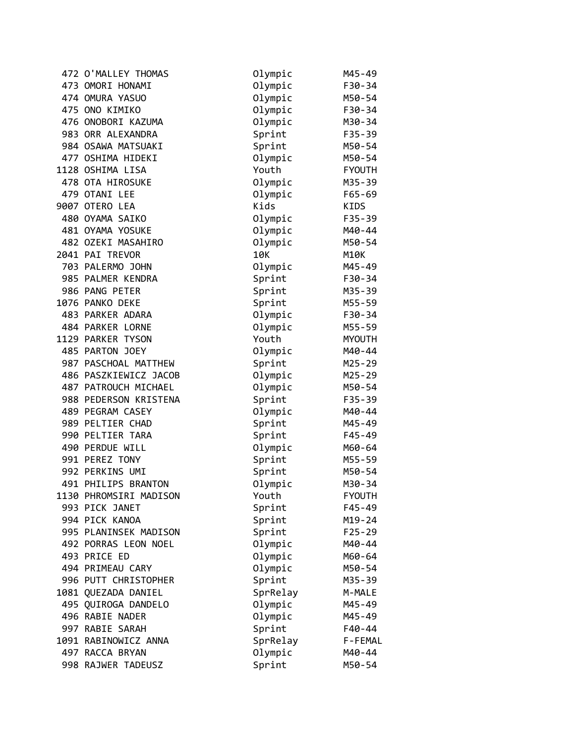| | | | |
|---|---|---|---|
| 472 | O'MALLEY THOMAS | Olympic | M45-49 |
| 473 | OMORI HONAMI | Olympic | F30-34 |
| 474 | OMURA YASUO | Olympic | M50-54 |
| 475 | ONO KIMIKO | Olympic | F30-34 |
| 476 | ONOBORI KAZUMA | Olympic | M30-34 |
| 983 | ORR ALEXANDRA | Sprint | F35-39 |
| 984 | OSAWA MATSUAKI | Sprint | M50-54 |
| 477 | OSHIMA HIDEKI | Olympic | M50-54 |
| 1128 | OSHIMA LISA | Youth | FYOUTH |
| 478 | OTA HIROSUKE | Olympic | M35-39 |
| 479 | OTANI LEE | Olympic | F65-69 |
| 9007 | OTERO LEA | Kids | KIDS |
| 480 | OYAMA SAIKO | Olympic | F35-39 |
| 481 | OYAMA YOSUKE | Olympic | M40-44 |
| 482 | OZEKI MASAHIRO | Olympic | M50-54 |
| 2041 | PAI TREVOR | 10K | M10K |
| 703 | PALERMO JOHN | Olympic | M45-49 |
| 985 | PALMER KENDRA | Sprint | F30-34 |
| 986 | PANG PETER | Sprint | M35-39 |
| 1076 | PANKO DEKE | Sprint | M55-59 |
| 483 | PARKER ADARA | Olympic | F30-34 |
| 484 | PARKER LORNE | Olympic | M55-59 |
| 1129 | PARKER TYSON | Youth | MYOUTH |
| 485 | PARTON JOEY | Olympic | M40-44 |
| 987 | PASCHOAL MATTHEW | Sprint | M25-29 |
| 486 | PASZKIEWICZ JACOB | Olympic | M25-29 |
| 487 | PATROUCH MICHAEL | Olympic | M50-54 |
| 988 | PEDERSON KRISTENA | Sprint | F35-39 |
| 489 | PEGRAM CASEY | Olympic | M40-44 |
| 989 | PELTIER CHAD | Sprint | M45-49 |
| 990 | PELTIER TARA | Sprint | F45-49 |
| 490 | PERDUE WILL | Olympic | M60-64 |
| 991 | PEREZ TONY | Sprint | M55-59 |
| 992 | PERKINS UMI | Sprint | M50-54 |
| 491 | PHILIPS BRANTON | Olympic | M30-34 |
| 1130 | PHROMSIRI MADISON | Youth | FYOUTH |
| 993 | PICK JANET | Sprint | F45-49 |
| 994 | PICK KANOA | Sprint | M19-24 |
| 995 | PLANINSEK MADISON | Sprint | F25-29 |
| 492 | PORRAS LEON NOEL | Olympic | M40-44 |
| 493 | PRICE ED | Olympic | M60-64 |
| 494 | PRIMEAU CARY | Olympic | M50-54 |
| 996 | PUTT CHRISTOPHER | Sprint | M35-39 |
| 1081 | QUEZADA DANIEL | SprRelay | M-MALE |
| 495 | QUIROGA DANDELO | Olympic | M45-49 |
| 496 | RABIE NADER | Olympic | M45-49 |
| 997 | RABIE SARAH | Sprint | F40-44 |
| 1091 | RABINOWICZ ANNA | SprRelay | F-FEMAL |
| 497 | RACCA BRYAN | Olympic | M40-44 |
| 998 | RAJWER TADEUSZ | Sprint | M50-54 |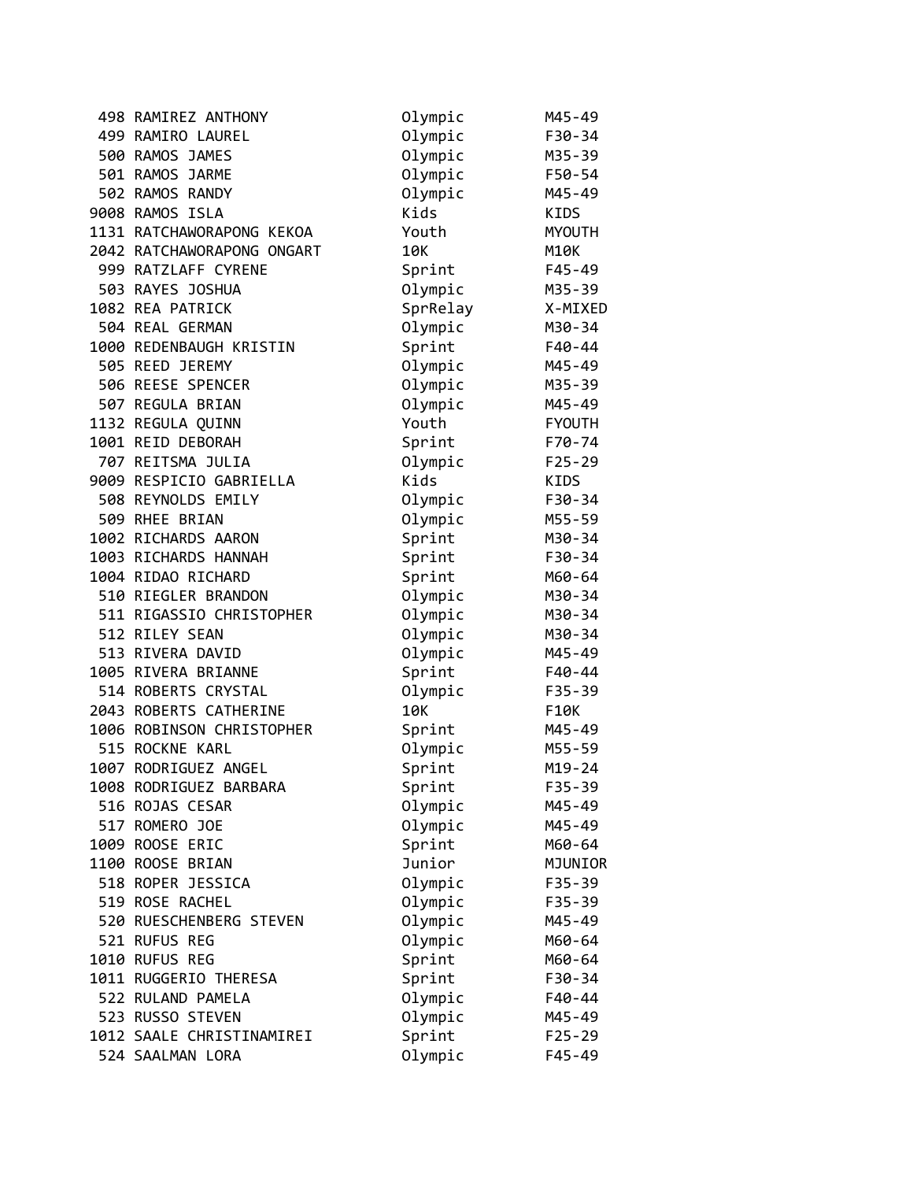| | | | |
|---|---|---|---|
| 498 | RAMIREZ ANTHONY | Olympic | M45-49 |
| 499 | RAMIRO LAUREL | Olympic | F30-34 |
| 500 | RAMOS JAMES | Olympic | M35-39 |
| 501 | RAMOS JARME | Olympic | F50-54 |
| 502 | RAMOS RANDY | Olympic | M45-49 |
| 9008 | RAMOS ISLA | Kids | KIDS |
| 1131 | RATCHAWORAPONG KEKOA | Youth | MYOUTH |
| 2042 | RATCHAWORAPONG ONGART | 10K | M10K |
| 999 | RATZLAFF CYRENE | Sprint | F45-49 |
| 503 | RAYES JOSHUA | Olympic | M35-39 |
| 1082 | REA PATRICK | SprRelay | X-MIXED |
| 504 | REAL GERMAN | Olympic | M30-34 |
| 1000 | REDENBAUGH KRISTIN | Sprint | F40-44 |
| 505 | REED JEREMY | Olympic | M45-49 |
| 506 | REESE SPENCER | Olympic | M35-39 |
| 507 | REGULA BRIAN | Olympic | M45-49 |
| 1132 | REGULA QUINN | Youth | FYOUTH |
| 1001 | REID DEBORAH | Sprint | F70-74 |
| 707 | REITSMA JULIA | Olympic | F25-29 |
| 9009 | RESPICIO GABRIELLA | Kids | KIDS |
| 508 | REYNOLDS EMILY | Olympic | F30-34 |
| 509 | RHEE BRIAN | Olympic | M55-59 |
| 1002 | RICHARDS AARON | Sprint | M30-34 |
| 1003 | RICHARDS HANNAH | Sprint | F30-34 |
| 1004 | RIDAO RICHARD | Sprint | M60-64 |
| 510 | RIEGLER BRANDON | Olympic | M30-34 |
| 511 | RIGASSIO CHRISTOPHER | Olympic | M30-34 |
| 512 | RILEY SEAN | Olympic | M30-34 |
| 513 | RIVERA DAVID | Olympic | M45-49 |
| 1005 | RIVERA BRIANNE | Sprint | F40-44 |
| 514 | ROBERTS CRYSTAL | Olympic | F35-39 |
| 2043 | ROBERTS CATHERINE | 10K | F10K |
| 1006 | ROBINSON CHRISTOPHER | Sprint | M45-49 |
| 515 | ROCKNE KARL | Olympic | M55-59 |
| 1007 | RODRIGUEZ ANGEL | Sprint | M19-24 |
| 1008 | RODRIGUEZ BARBARA | Sprint | F35-39 |
| 516 | ROJAS CESAR | Olympic | M45-49 |
| 517 | ROMERO JOE | Olympic | M45-49 |
| 1009 | ROOSE ERIC | Sprint | M60-64 |
| 1100 | ROOSE BRIAN | Junior | MJUNIOR |
| 518 | ROPER JESSICA | Olympic | F35-39 |
| 519 | ROSE RACHEL | Olympic | F35-39 |
| 520 | RUESCHENBERG STEVEN | Olympic | M45-49 |
| 521 | RUFUS REG | Olympic | M60-64 |
| 1010 | RUFUS REG | Sprint | M60-64 |
| 1011 | RUGGERIO THERESA | Sprint | F30-34 |
| 522 | RULAND PAMELA | Olympic | F40-44 |
| 523 | RUSSO STEVEN | Olympic | M45-49 |
| 1012 | SAALE CHRISTINAMIREI | Sprint | F25-29 |
| 524 | SAALMAN LORA | Olympic | F45-49 |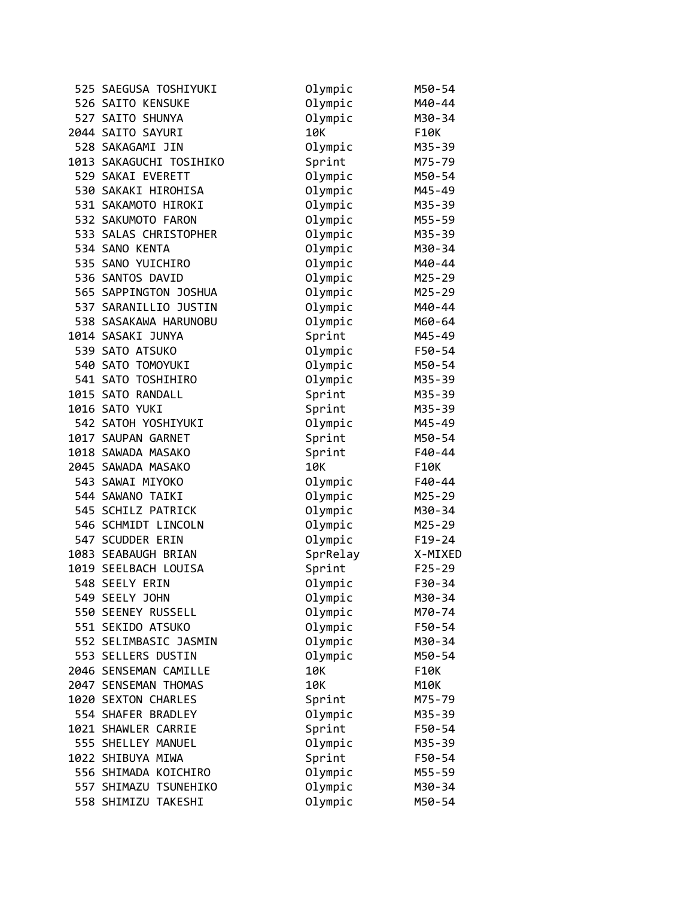| | | | |
|---|---|---|---|
| 525 | SAEGUSA TOSHIYUKI | Olympic | M50-54 |
| 526 | SAITO KENSUKE | Olympic | M40-44 |
| 527 | SAITO SHUNYA | Olympic | M30-34 |
| 2044 | SAITO SAYURI | 10K | F10K |
| 528 | SAKAGAMI JIN | Olympic | M35-39 |
| 1013 | SAKAGUCHI TOSIHIKO | Sprint | M75-79 |
| 529 | SAKAI EVERETT | Olympic | M50-54 |
| 530 | SAKAKI HIROHISA | Olympic | M45-49 |
| 531 | SAKAMOTO HIROKI | Olympic | M35-39 |
| 532 | SAKUMOTO FARON | Olympic | M55-59 |
| 533 | SALAS CHRISTOPHER | Olympic | M35-39 |
| 534 | SANO KENTA | Olympic | M30-34 |
| 535 | SANO YUICHIRO | Olympic | M40-44 |
| 536 | SANTOS DAVID | Olympic | M25-29 |
| 565 | SAPPINGTON JOSHUA | Olympic | M25-29 |
| 537 | SARANILLIO JUSTIN | Olympic | M40-44 |
| 538 | SASAKAWA HARUNOBU | Olympic | M60-64 |
| 1014 | SASAKI JUNYA | Sprint | M45-49 |
| 539 | SATO ATSUKO | Olympic | F50-54 |
| 540 | SATO TOMOYUKI | Olympic | M50-54 |
| 541 | SATO TOSHIHIRO | Olympic | M35-39 |
| 1015 | SATO RANDALL | Sprint | M35-39 |
| 1016 | SATO YUKI | Sprint | M35-39 |
| 542 | SATOH YOSHIYUKI | Olympic | M45-49 |
| 1017 | SAUPAN GARNET | Sprint | M50-54 |
| 1018 | SAWADA MASAKO | Sprint | F40-44 |
| 2045 | SAWADA MASAKO | 10K | F10K |
| 543 | SAWAI MIYOKO | Olympic | F40-44 |
| 544 | SAWANO TAIKI | Olympic | M25-29 |
| 545 | SCHILZ PATRICK | Olympic | M30-34 |
| 546 | SCHMIDT LINCOLN | Olympic | M25-29 |
| 547 | SCUDDER ERIN | Olympic | F19-24 |
| 1083 | SEABAUGH BRIAN | SprRelay | X-MIXED |
| 1019 | SEELBACH LOUISA | Sprint | F25-29 |
| 548 | SEELY ERIN | Olympic | F30-34 |
| 549 | SEELY JOHN | Olympic | M30-34 |
| 550 | SEENEY RUSSELL | Olympic | M70-74 |
| 551 | SEKIDO ATSUKO | Olympic | F50-54 |
| 552 | SELIMBASIC JASMIN | Olympic | M30-34 |
| 553 | SELLERS DUSTIN | Olympic | M50-54 |
| 2046 | SENSEMAN CAMILLE | 10K | F10K |
| 2047 | SENSEMAN THOMAS | 10K | M10K |
| 1020 | SEXTON CHARLES | Sprint | M75-79 |
| 554 | SHAFER BRADLEY | Olympic | M35-39 |
| 1021 | SHAWLER CARRIE | Sprint | F50-54 |
| 555 | SHELLEY MANUEL | Olympic | M35-39 |
| 1022 | SHIBUYA MIWA | Sprint | F50-54 |
| 556 | SHIMADA KOICHIRO | Olympic | M55-59 |
| 557 | SHIMAZU TSUNEHIKO | Olympic | M30-34 |
| 558 | SHIMIZU TAKESHI | Olympic | M50-54 |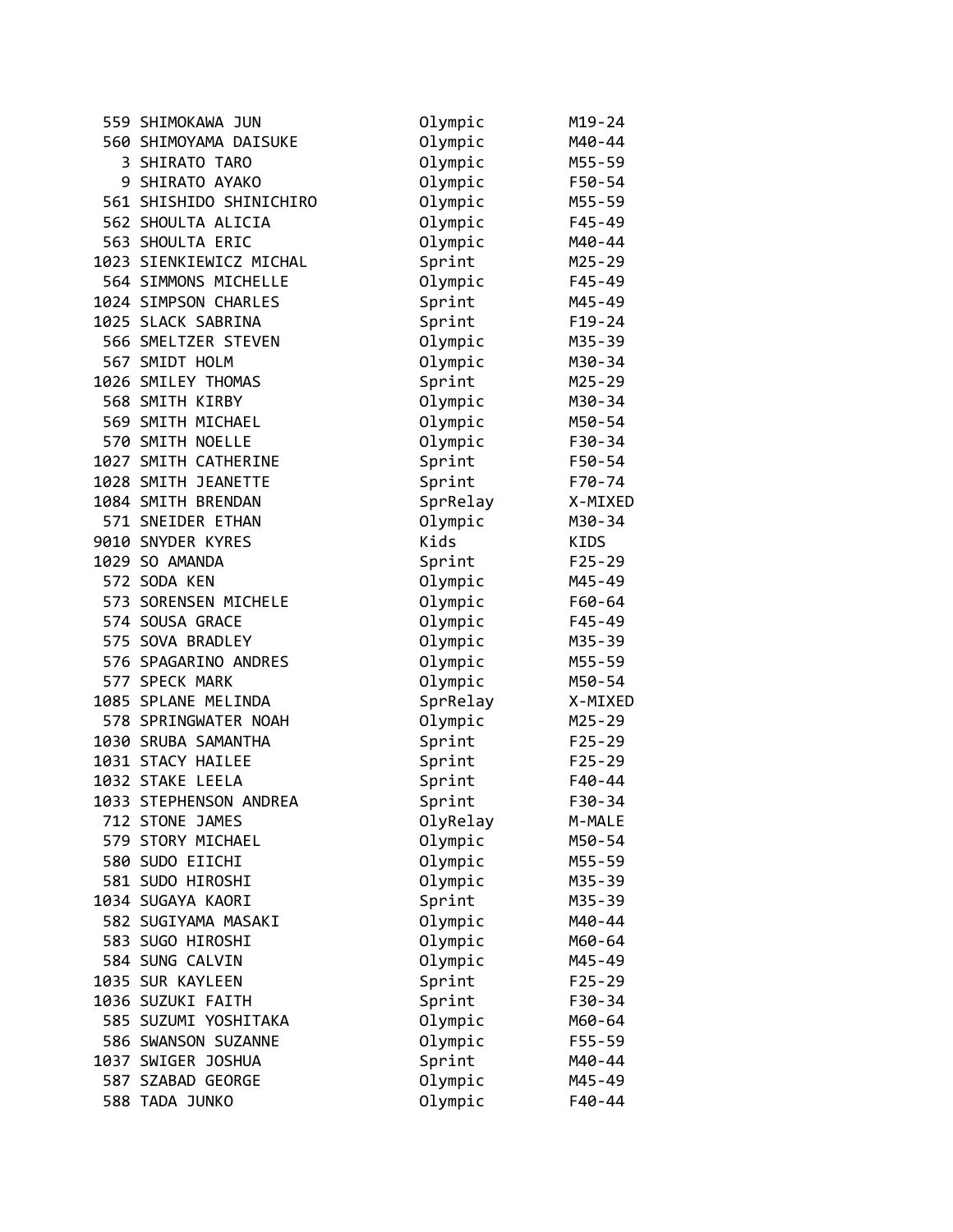| | | | |
|---|---|---|---|
| 559 | SHIMOKAWA JUN | Olympic | M19-24 |
| 560 | SHIMOYAMA DAISUKE | Olympic | M40-44 |
| 3 | SHIRATO TARO | Olympic | M55-59 |
| 9 | SHIRATO AYAKO | Olympic | F50-54 |
| 561 | SHISHIDO SHINICHIRO | Olympic | M55-59 |
| 562 | SHOULTA ALICIA | Olympic | F45-49 |
| 563 | SHOULTA ERIC | Olympic | M40-44 |
| 1023 | SIENKIEWICZ MICHAL | Sprint | M25-29 |
| 564 | SIMMONS MICHELLE | Olympic | F45-49 |
| 1024 | SIMPSON CHARLES | Sprint | M45-49 |
| 1025 | SLACK SABRINA | Sprint | F19-24 |
| 566 | SMELTZER STEVEN | Olympic | M35-39 |
| 567 | SMIDT HOLM | Olympic | M30-34 |
| 1026 | SMILEY THOMAS | Sprint | M25-29 |
| 568 | SMITH KIRBY | Olympic | M30-34 |
| 569 | SMITH MICHAEL | Olympic | M50-54 |
| 570 | SMITH NOELLE | Olympic | F30-34 |
| 1027 | SMITH CATHERINE | Sprint | F50-54 |
| 1028 | SMITH JEANETTE | Sprint | F70-74 |
| 1084 | SMITH BRENDAN | SprRelay | X-MIXED |
| 571 | SNEIDER ETHAN | Olympic | M30-34 |
| 9010 | SNYDER KYRES | Kids | KIDS |
| 1029 | SO AMANDA | Sprint | F25-29 |
| 572 | SODA KEN | Olympic | M45-49 |
| 573 | SORENSEN MICHELE | Olympic | F60-64 |
| 574 | SOUSA GRACE | Olympic | F45-49 |
| 575 | SOVA BRADLEY | Olympic | M35-39 |
| 576 | SPAGARINO ANDRES | Olympic | M55-59 |
| 577 | SPECK MARK | Olympic | M50-54 |
| 1085 | SPLANE MELINDA | SprRelay | X-MIXED |
| 578 | SPRINGWATER NOAH | Olympic | M25-29 |
| 1030 | SRUBA SAMANTHA | Sprint | F25-29 |
| 1031 | STACY HAILEE | Sprint | F25-29 |
| 1032 | STAKE LEELA | Sprint | F40-44 |
| 1033 | STEPHENSON ANDREA | Sprint | F30-34 |
| 712 | STONE JAMES | OlyRelay | M-MALE |
| 579 | STORY MICHAEL | Olympic | M50-54 |
| 580 | SUDO EIICHI | Olympic | M55-59 |
| 581 | SUDO HIROSHI | Olympic | M35-39 |
| 1034 | SUGAYA KAORI | Sprint | M35-39 |
| 582 | SUGIYAMA MASAKI | Olympic | M40-44 |
| 583 | SUGO HIROSHI | Olympic | M60-64 |
| 584 | SUNG CALVIN | Olympic | M45-49 |
| 1035 | SUR KAYLEEN | Sprint | F25-29 |
| 1036 | SUZUKI FAITH | Sprint | F30-34 |
| 585 | SUZUMI YOSHITAKA | Olympic | M60-64 |
| 586 | SWANSON SUZANNE | Olympic | F55-59 |
| 1037 | SWIGER JOSHUA | Sprint | M40-44 |
| 587 | SZABAD GEORGE | Olympic | M45-49 |
| 588 | TADA JUNKO | Olympic | F40-44 |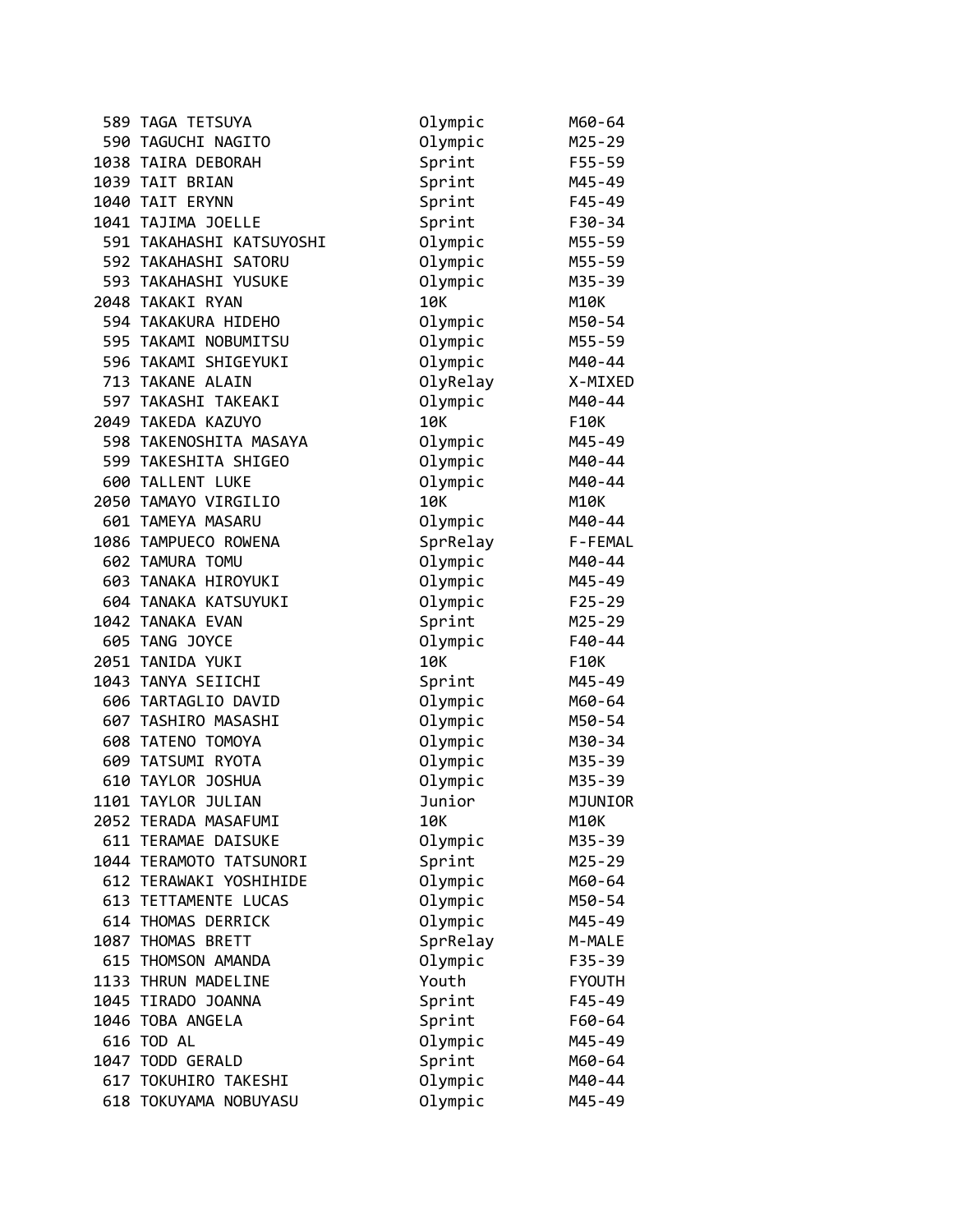| | | | |
|---|---|---|---|
| 589 | TAGA TETSUYA | Olympic | M60-64 |
| 590 | TAGUCHI NAGITO | Olympic | M25-29 |
| 1038 | TAIRA DEBORAH | Sprint | F55-59 |
| 1039 | TAIT BRIAN | Sprint | M45-49 |
| 1040 | TAIT ERYNN | Sprint | F45-49 |
| 1041 | TAJIMA JOELLE | Sprint | F30-34 |
| 591 | TAKAHASHI KATSUYOSHI | Olympic | M55-59 |
| 592 | TAKAHASHI SATORU | Olympic | M55-59 |
| 593 | TAKAHASHI YUSUKE | Olympic | M35-39 |
| 2048 | TAKAKI RYAN | 10K | M10K |
| 594 | TAKAKURA HIDEHO | Olympic | M50-54 |
| 595 | TAKAMI NOBUMITSU | Olympic | M55-59 |
| 596 | TAKAMI SHIGEYUKI | Olympic | M40-44 |
| 713 | TAKANE ALAIN | OlyRelay | X-MIXED |
| 597 | TAKASHI TAKEAKI | Olympic | M40-44 |
| 2049 | TAKEDA KAZUYO | 10K | F10K |
| 598 | TAKENOSHITA MASAYA | Olympic | M45-49 |
| 599 | TAKESHITA SHIGEO | Olympic | M40-44 |
| 600 | TALLENT LUKE | Olympic | M40-44 |
| 2050 | TAMAYO VIRGILIO | 10K | M10K |
| 601 | TAMEYA MASARU | Olympic | M40-44 |
| 1086 | TAMPUECO ROWENA | SprRelay | F-FEMAL |
| 602 | TAMURA TOMU | Olympic | M40-44 |
| 603 | TANAKA HIROYUKI | Olympic | M45-49 |
| 604 | TANAKA KATSUYUKI | Olympic | F25-29 |
| 1042 | TANAKA EVAN | Sprint | M25-29 |
| 605 | TANG JOYCE | Olympic | F40-44 |
| 2051 | TANIDA YUKI | 10K | F10K |
| 1043 | TANYA SEIICHI | Sprint | M45-49 |
| 606 | TARTAGLIO DAVID | Olympic | M60-64 |
| 607 | TASHIRO MASASHI | Olympic | M50-54 |
| 608 | TATENO TOMOYA | Olympic | M30-34 |
| 609 | TATSUMI RYOTA | Olympic | M35-39 |
| 610 | TAYLOR JOSHUA | Olympic | M35-39 |
| 1101 | TAYLOR JULIAN | Junior | MJUNIOR |
| 2052 | TERADA MASAFUMI | 10K | M10K |
| 611 | TERAMAE DAISUKE | Olympic | M35-39 |
| 1044 | TERAMOTO TATSUNORI | Sprint | M25-29 |
| 612 | TERAWAKI YOSHIHIDE | Olympic | M60-64 |
| 613 | TETTAMENTE LUCAS | Olympic | M50-54 |
| 614 | THOMAS DERRICK | Olympic | M45-49 |
| 1087 | THOMAS BRETT | SprRelay | M-MALE |
| 615 | THOMSON AMANDA | Olympic | F35-39 |
| 1133 | THRUN MADELINE | Youth | FYOUTH |
| 1045 | TIRADO JOANNA | Sprint | F45-49 |
| 1046 | TOBA ANGELA | Sprint | F60-64 |
| 616 | TOD AL | Olympic | M45-49 |
| 1047 | TODD GERALD | Sprint | M60-64 |
| 617 | TOKUHIRO TAKESHI | Olympic | M40-44 |
| 618 | TOKUYAMA NOBUYASU | Olympic | M45-49 |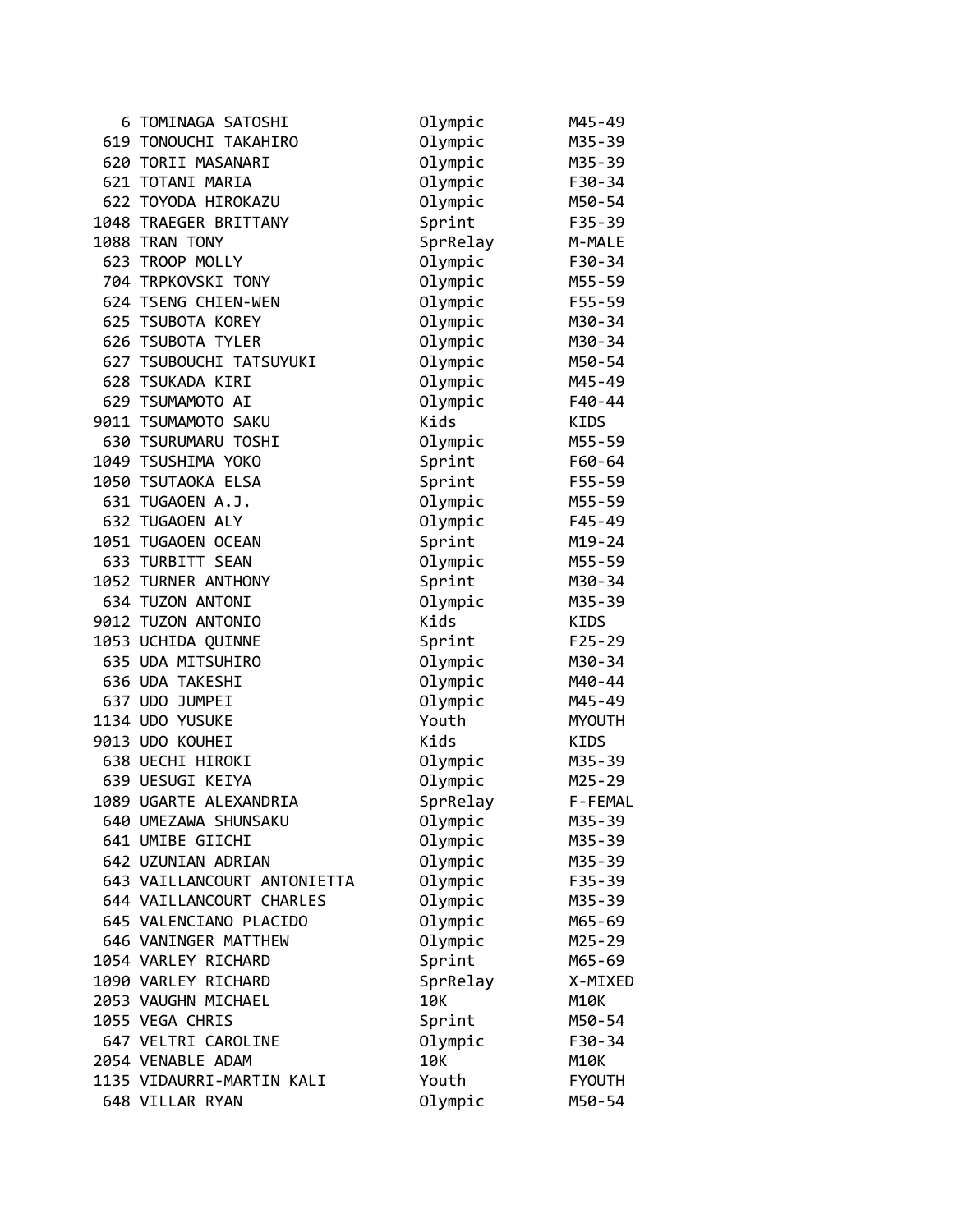| | | | |
|---|---|---|---|
| 6 | TOMINAGA SATOSHI | Olympic | M45-49 |
| 619 | TONOUCHI TAKAHIRO | Olympic | M35-39 |
| 620 | TORII MASANARI | Olympic | M35-39 |
| 621 | TOTANI MARIA | Olympic | F30-34 |
| 622 | TOYODA HIROKAZU | Olympic | M50-54 |
| 1048 | TRAEGER BRITTANY | Sprint | F35-39 |
| 1088 | TRAN TONY | SprRelay | M-MALE |
| 623 | TROOP MOLLY | Olympic | F30-34 |
| 704 | TRPKOVSKI TONY | Olympic | M55-59 |
| 624 | TSENG CHIEN-WEN | Olympic | F55-59 |
| 625 | TSUBOTA KOREY | Olympic | M30-34 |
| 626 | TSUBOTA TYLER | Olympic | M30-34 |
| 627 | TSUBOUCHI TATSUYUKI | Olympic | M50-54 |
| 628 | TSUKADA KIRI | Olympic | M45-49 |
| 629 | TSUMAMOTO AI | Olympic | F40-44 |
| 9011 | TSUMAMOTO SAKU | Kids | KIDS |
| 630 | TSURUMARU TOSHI | Olympic | M55-59 |
| 1049 | TSUSHIMA YOKO | Sprint | F60-64 |
| 1050 | TSUTAOKA ELSA | Sprint | F55-59 |
| 631 | TUGAOEN A.J. | Olympic | M55-59 |
| 632 | TUGAOEN ALY | Olympic | F45-49 |
| 1051 | TUGAOEN OCEAN | Sprint | M19-24 |
| 633 | TURBITT SEAN | Olympic | M55-59 |
| 1052 | TURNER ANTHONY | Sprint | M30-34 |
| 634 | TUZON ANTONI | Olympic | M35-39 |
| 9012 | TUZON ANTONIO | Kids | KIDS |
| 1053 | UCHIDA QUINNE | Sprint | F25-29 |
| 635 | UDA MITSUHIRO | Olympic | M30-34 |
| 636 | UDA TAKESHI | Olympic | M40-44 |
| 637 | UDO JUMPEI | Olympic | M45-49 |
| 1134 | UDO YUSUKE | Youth | MYOUTH |
| 9013 | UDO KOUHEI | Kids | KIDS |
| 638 | UECHI HIROKI | Olympic | M35-39 |
| 639 | UESUGI KEIYA | Olympic | M25-29 |
| 1089 | UGARTE ALEXANDRIA | SprRelay | F-FEMAL |
| 640 | UMEZAWA SHUNSAKU | Olympic | M35-39 |
| 641 | UMIBE GIICHI | Olympic | M35-39 |
| 642 | UZUNIAN ADRIAN | Olympic | M35-39 |
| 643 | VAILLANCOURT ANTONIETTA | Olympic | F35-39 |
| 644 | VAILLANCOURT CHARLES | Olympic | M35-39 |
| 645 | VALENCIANO PLACIDO | Olympic | M65-69 |
| 646 | VANINGER MATTHEW | Olympic | M25-29 |
| 1054 | VARLEY RICHARD | Sprint | M65-69 |
| 1090 | VARLEY RICHARD | SprRelay | X-MIXED |
| 2053 | VAUGHN MICHAEL | 10K | M10K |
| 1055 | VEGA CHRIS | Sprint | M50-54 |
| 647 | VELTRI CAROLINE | Olympic | F30-34 |
| 2054 | VENABLE ADAM | 10K | M10K |
| 1135 | VIDAURRI-MARTIN KALI | Youth | FYOUTH |
| 648 | VILLAR RYAN | Olympic | M50-54 |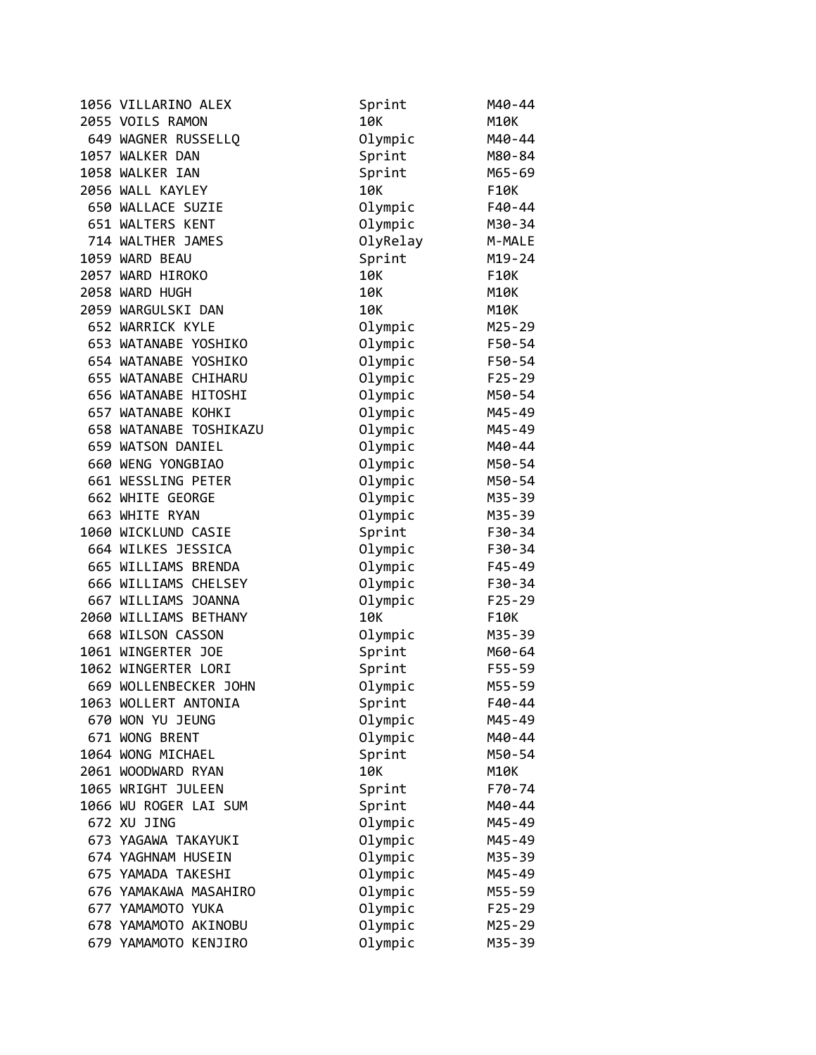| | | | |
|---|---|---|---|
| 1056 | VILLARINO ALEX | Sprint | M40-44 |
| 2055 | VOILS RAMON | 10K | M10K |
| 649 | WAGNER RUSSELLQ | Olympic | M40-44 |
| 1057 | WALKER DAN | Sprint | M80-84 |
| 1058 | WALKER IAN | Sprint | M65-69 |
| 2056 | WALL KAYLEY | 10K | F10K |
| 650 | WALLACE SUZIE | Olympic | F40-44 |
| 651 | WALTERS KENT | Olympic | M30-34 |
| 714 | WALTHER JAMES | OlyRelay | M-MALE |
| 1059 | WARD BEAU | Sprint | M19-24 |
| 2057 | WARD HIROKO | 10K | F10K |
| 2058 | WARD HUGH | 10K | M10K |
| 2059 | WARGULSKI DAN | 10K | M10K |
| 652 | WARRICK KYLE | Olympic | M25-29 |
| 653 | WATANABE YOSHIKO | Olympic | F50-54 |
| 654 | WATANABE YOSHIKO | Olympic | F50-54 |
| 655 | WATANABE CHIHARU | Olympic | F25-29 |
| 656 | WATANABE HITOSHI | Olympic | M50-54 |
| 657 | WATANABE KOHKI | Olympic | M45-49 |
| 658 | WATANABE TOSHIKAZU | Olympic | M45-49 |
| 659 | WATSON DANIEL | Olympic | M40-44 |
| 660 | WENG YONGBIAO | Olympic | M50-54 |
| 661 | WESSLING PETER | Olympic | M50-54 |
| 662 | WHITE GEORGE | Olympic | M35-39 |
| 663 | WHITE RYAN | Olympic | M35-39 |
| 1060 | WICKLUND CASIE | Sprint | F30-34 |
| 664 | WILKES JESSICA | Olympic | F30-34 |
| 665 | WILLIAMS BRENDA | Olympic | F45-49 |
| 666 | WILLIAMS CHELSEY | Olympic | F30-34 |
| 667 | WILLIAMS JOANNA | Olympic | F25-29 |
| 2060 | WILLIAMS BETHANY | 10K | F10K |
| 668 | WILSON CASSON | Olympic | M35-39 |
| 1061 | WINGERTER JOE | Sprint | M60-64 |
| 1062 | WINGERTER LORI | Sprint | F55-59 |
| 669 | WOLLENBECKER JOHN | Olympic | M55-59 |
| 1063 | WOLLERT ANTONIA | Sprint | F40-44 |
| 670 | WON YU JEUNG | Olympic | M45-49 |
| 671 | WONG BRENT | Olympic | M40-44 |
| 1064 | WONG MICHAEL | Sprint | M50-54 |
| 2061 | WOODWARD RYAN | 10K | M10K |
| 1065 | WRIGHT JULEEN | Sprint | F70-74 |
| 1066 | WU ROGER LAI SUM | Sprint | M40-44 |
| 672 | XU JING | Olympic | M45-49 |
| 673 | YAGAWA TAKAYUKI | Olympic | M45-49 |
| 674 | YAGHNAM HUSEIN | Olympic | M35-39 |
| 675 | YAMADA TAKESHI | Olympic | M45-49 |
| 676 | YAMAKAWA MASAHIRO | Olympic | M55-59 |
| 677 | YAMAMOTO YUKA | Olympic | F25-29 |
| 678 | YAMAMOTO AKINOBU | Olympic | M25-29 |
| 679 | YAMAMOTO KENJIRO | Olympic | M35-39 |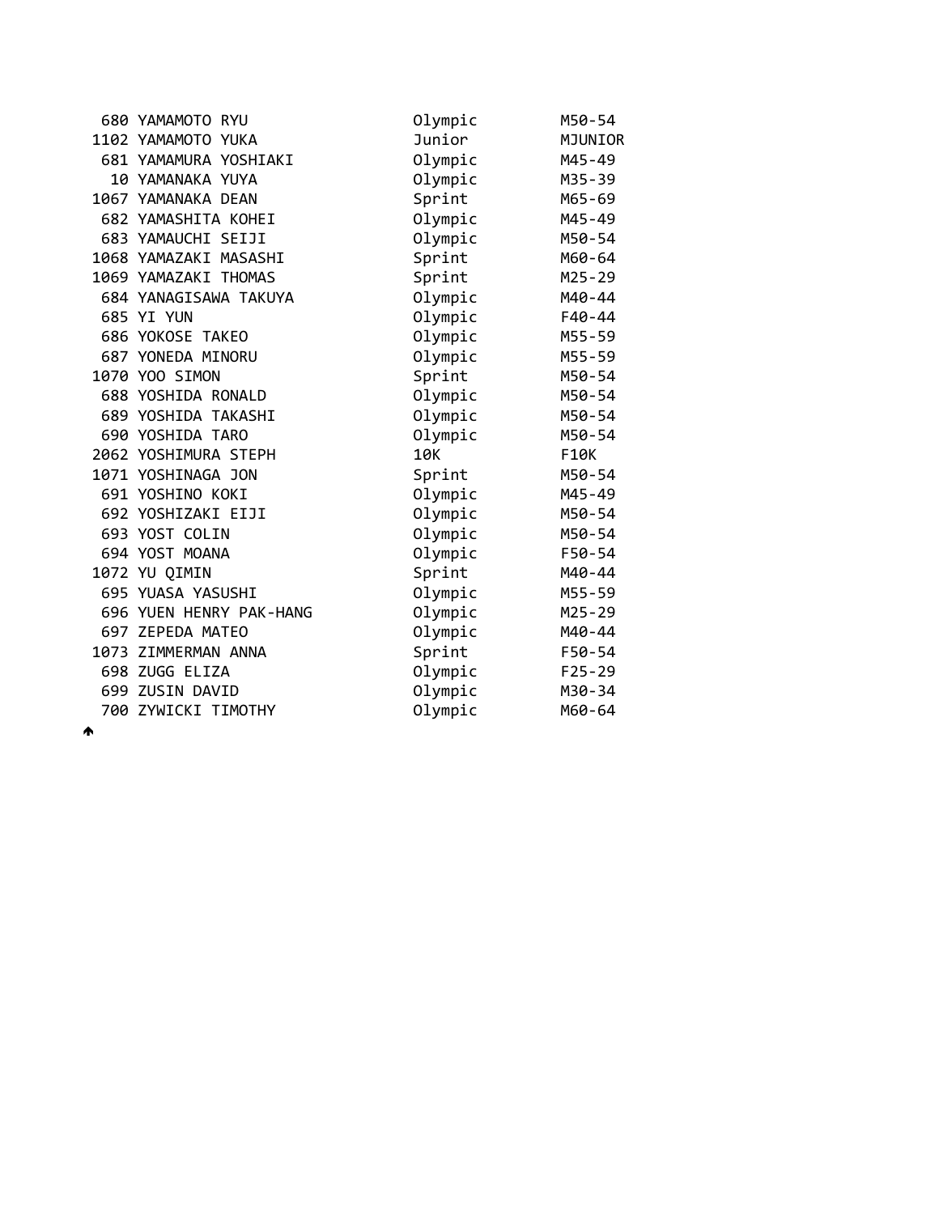| | | | |
|---|---|---|---|
| 680 | YAMAMOTO RYU | Olympic | M50-54 |
| 1102 | YAMAMOTO YUKA | Junior | MJUNIOR |
| 681 | YAMAMURA YOSHIAKI | Olympic | M45-49 |
| 10 | YAMANAKA YUYA | Olympic | M35-39 |
| 1067 | YAMANAKA DEAN | Sprint | M65-69 |
| 682 | YAMASHITA KOHEI | Olympic | M45-49 |
| 683 | YAMAUCHI SEIJI | Olympic | M50-54 |
| 1068 | YAMAZAKI MASASHI | Sprint | M60-64 |
| 1069 | YAMAZAKI THOMAS | Sprint | M25-29 |
| 684 | YANAGISAWA TAKUYA | Olympic | M40-44 |
| 685 | YI YUN | Olympic | F40-44 |
| 686 | YOKOSE TAKEO | Olympic | M55-59 |
| 687 | YONEDA MINORU | Olympic | M55-59 |
| 1070 | YOO SIMON | Sprint | M50-54 |
| 688 | YOSHIDA RONALD | Olympic | M50-54 |
| 689 | YOSHIDA TAKASHI | Olympic | M50-54 |
| 690 | YOSHIDA TARO | Olympic | M50-54 |
| 2062 | YOSHIMURA STEPH | 10K | F10K |
| 1071 | YOSHINAGA JON | Sprint | M50-54 |
| 691 | YOSHINO KOKI | Olympic | M45-49 |
| 692 | YOSHIZAKI EIJI | Olympic | M50-54 |
| 693 | YOST COLIN | Olympic | M50-54 |
| 694 | YOST MOANA | Olympic | F50-54 |
| 1072 | YU QIMIN | Sprint | M40-44 |
| 695 | YUASA YASUSHI | Olympic | M55-59 |
| 696 | YUEN HENRY PAK-HANG | Olympic | M25-29 |
| 697 | ZEPEDA MATEO | Olympic | M40-44 |
| 1073 | ZIMMERMAN ANNA | Sprint | F50-54 |
| 698 | ZUGG ELIZA | Olympic | F25-29 |
| 699 | ZUSIN DAVID | Olympic | M30-34 |
| 700 | ZYWICKI TIMOTHY | Olympic | M60-64 |